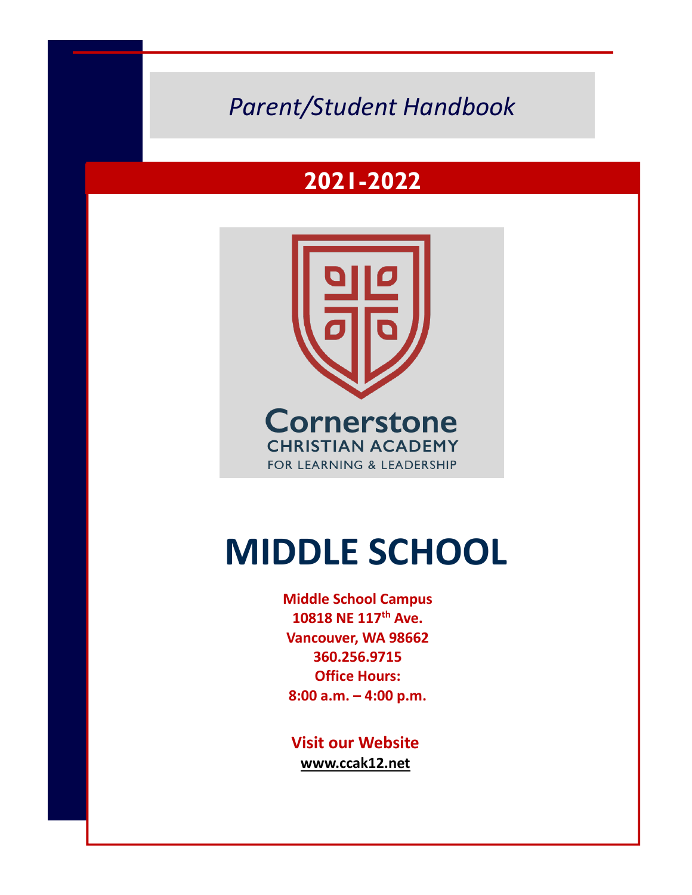*Parent/Student Handbook*

## 2021-2022

Cornerstone
CHRISTIAN ACADEMY
FOR LEARNING & LEADERSHIP

# MIDDLE SCHOOL

**Middle School Campus**
**10818 NE 117th Ave.**
**Vancouver, WA 98662**
**360.256.9715**
**Office Hours:**
**8:00 a.m. – 4:00 p.m.**

**Visit our Website**
**www.ccak12.net**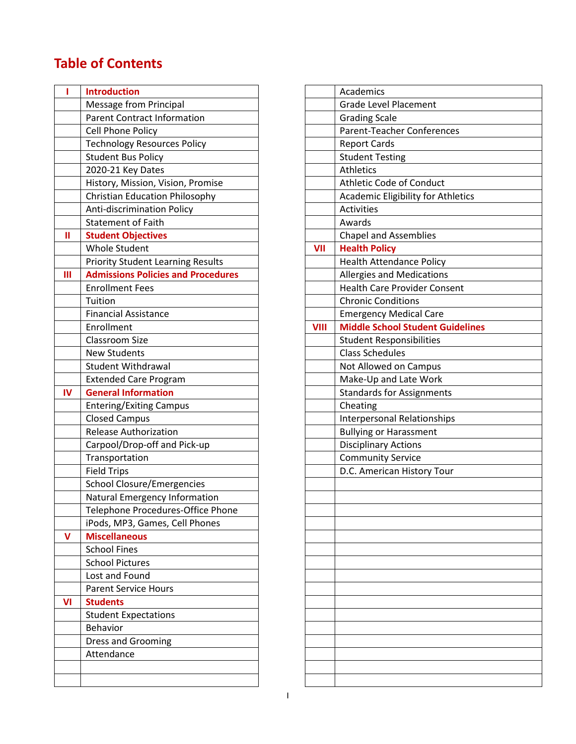# Table of Contents

| | |
|---|---|
| **I** | **Introduction** |
| | Message from Principal |
| | Parent Contract Information |
| | Cell Phone Policy |
| | Technology Resources Policy |
| | Student Bus Policy |
| | 2020-21 Key Dates |
| | History, Mission, Vision, Promise |
| | Christian Education Philosophy |
| | Anti-discrimination Policy |
| | Statement of Faith |
| **II** | **Student Objectives** |
| | Whole Student |
| | Priority Student Learning Results |
| **III** | **Admissions Policies and Procedures** |
| | Enrollment Fees |
| | Tuition |
| | Financial Assistance |
| | Enrollment |
| | Classroom Size |
| | New Students |
| | Student Withdrawal |
| | Extended Care Program |
| **IV** | **General Information** |
| | Entering/Exiting Campus |
| | Closed Campus |
| | Release Authorization |
| | Carpool/Drop-off and Pick-up |
| | Transportation |
| | Field Trips |
| | School Closure/Emergencies |
| | Natural Emergency Information |
| | Telephone Procedures-Office Phone |
| | iPods, MP3, Games, Cell Phones |
| **V** | **Miscellaneous** |
| | School Fines |
| | School Pictures |
| | Lost and Found |
| | Parent Service Hours |
| **VI** | **Students** |
| | Student Expectations |
| | Behavior |
| | Dress and Grooming |
| | Attendance |
| | Academics |
| | Grade Level Placement |
| | Grading Scale |
| | Parent-Teacher Conferences |
| | Report Cards |
| | Student Testing |
| | Athletics |
| | Athletic Code of Conduct |
| | Academic Eligibility for Athletics |
| | Activities |
| | Awards |
| | Chapel and Assemblies |
| **VII** | **Health Policy** |
| | Health Attendance Policy |
| | Allergies and Medications |
| | Health Care Provider Consent |
| | Chronic Conditions |
| | Emergency Medical Care |
| **VIII** | **Middle School Student Guidelines** |
| | Student Responsibilities |
| | Class Schedules |
| | Not Allowed on Campus |
| | Make-Up and Late Work |
| | Standards for Assignments |
| | Cheating |
| | Interpersonal Relationships |
| | Bullying or Harassment |
| | Disciplinary Actions |
| | Community Service |
| | D.C. American History Tour |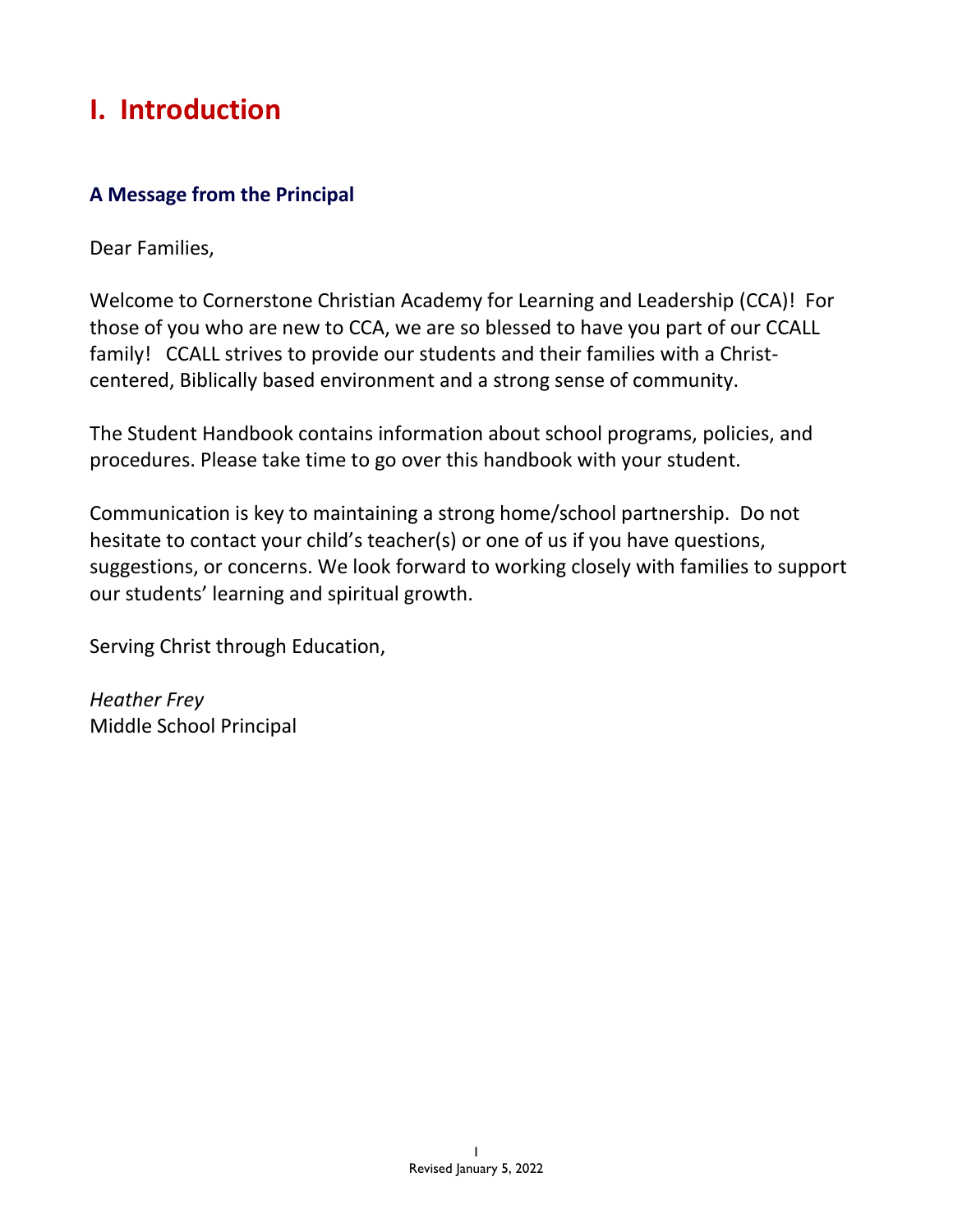# I. Introduction

## A Message from the Principal

Dear Families,

Welcome to Cornerstone Christian Academy for Learning and Leadership (CCA)! For those of you who are new to CCA, we are so blessed to have you part of our CCALL family! CCALL strives to provide our students and their families with a Christ-centered, Biblically based environment and a strong sense of community.

The Student Handbook contains information about school programs, policies, and procedures. Please take time to go over this handbook with your student.

Communication is key to maintaining a strong home/school partnership. Do not hesitate to contact your child's teacher(s) or one of us if you have questions, suggestions, or concerns. We look forward to working closely with families to support our students' learning and spiritual growth.

Serving Christ through Education,

*Heather Frey*
Middle School Principal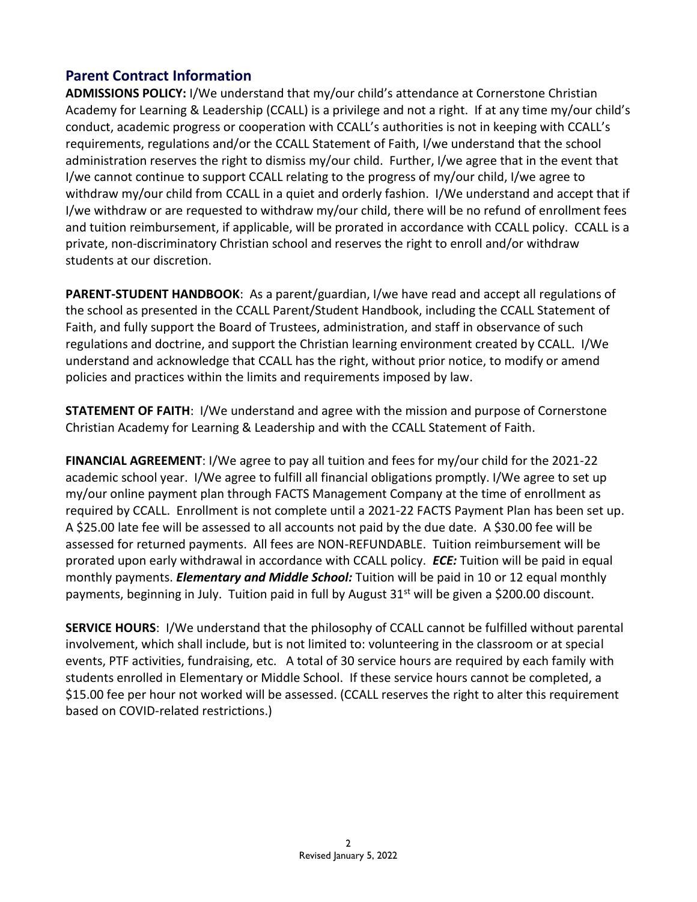## Parent Contract Information

**ADMISSIONS POLICY:** I/We understand that my/our child's attendance at Cornerstone Christian Academy for Learning & Leadership (CCALL) is a privilege and not a right. If at any time my/our child's conduct, academic progress or cooperation with CCALL's authorities is not in keeping with CCALL's requirements, regulations and/or the CCALL Statement of Faith, I/we understand that the school administration reserves the right to dismiss my/our child. Further, I/we agree that in the event that I/we cannot continue to support CCALL relating to the progress of my/our child, I/we agree to withdraw my/our child from CCALL in a quiet and orderly fashion. I/We understand and accept that if I/we withdraw or are requested to withdraw my/our child, there will be no refund of enrollment fees and tuition reimbursement, if applicable, will be prorated in accordance with CCALL policy. CCALL is a private, non-discriminatory Christian school and reserves the right to enroll and/or withdraw students at our discretion.

**PARENT-STUDENT HANDBOOK**: As a parent/guardian, I/we have read and accept all regulations of the school as presented in the CCALL Parent/Student Handbook, including the CCALL Statement of Faith, and fully support the Board of Trustees, administration, and staff in observance of such regulations and doctrine, and support the Christian learning environment created by CCALL. I/We understand and acknowledge that CCALL has the right, without prior notice, to modify or amend policies and practices within the limits and requirements imposed by law.

**STATEMENT OF FAITH**: I/We understand and agree with the mission and purpose of Cornerstone Christian Academy for Learning & Leadership and with the CCALL Statement of Faith.

**FINANCIAL AGREEMENT**: I/We agree to pay all tuition and fees for my/our child for the 2021-22 academic school year. I/We agree to fulfill all financial obligations promptly. I/We agree to set up my/our online payment plan through FACTS Management Company at the time of enrollment as required by CCALL. Enrollment is not complete until a 2021-22 FACTS Payment Plan has been set up. A $25.00 late fee will be assessed to all accounts not paid by the due date. A $30.00 fee will be assessed for returned payments. All fees are NON-REFUNDABLE. Tuition reimbursement will be prorated upon early withdrawal in accordance with CCALL policy. ***ECE:*** Tuition will be paid in equal monthly payments. ***Elementary and Middle School:*** Tuition will be paid in 10 or 12 equal monthly payments, beginning in July. Tuition paid in full by August 31st will be given a $200.00 discount.

**SERVICE HOURS**: I/We understand that the philosophy of CCALL cannot be fulfilled without parental involvement, which shall include, but is not limited to: volunteering in the classroom or at special events, PTF activities, fundraising, etc. A total of 30 service hours are required by each family with students enrolled in Elementary or Middle School. If these service hours cannot be completed, a $15.00 fee per hour not worked will be assessed. (CCALL reserves the right to alter this requirement based on COVID-related restrictions.)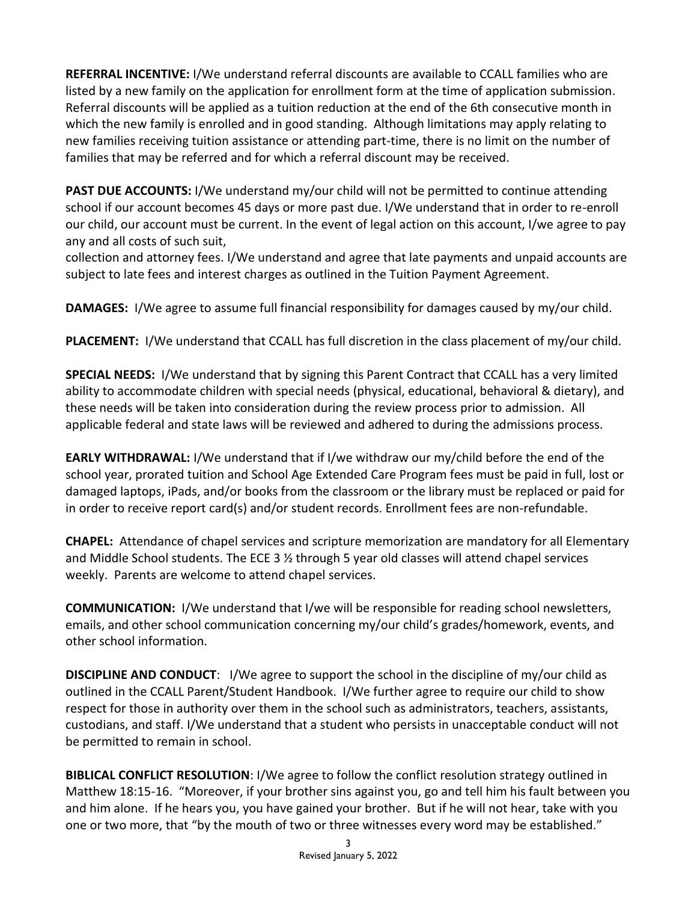**REFERRAL INCENTIVE:** I/We understand referral discounts are available to CCALL families who are listed by a new family on the application for enrollment form at the time of application submission. Referral discounts will be applied as a tuition reduction at the end of the 6th consecutive month in which the new family is enrolled and in good standing. Although limitations may apply relating to new families receiving tuition assistance or attending part-time, there is no limit on the number of families that may be referred and for which a referral discount may be received.

**PAST DUE ACCOUNTS:** I/We understand my/our child will not be permitted to continue attending school if our account becomes 45 days or more past due. I/We understand that in order to re-enroll our child, our account must be current. In the event of legal action on this account, I/we agree to pay any and all costs of such suit,
collection and attorney fees. I/We understand and agree that late payments and unpaid accounts are subject to late fees and interest charges as outlined in the Tuition Payment Agreement.

**DAMAGES:** I/We agree to assume full financial responsibility for damages caused by my/our child.

**PLACEMENT:** I/We understand that CCALL has full discretion in the class placement of my/our child.

**SPECIAL NEEDS:** I/We understand that by signing this Parent Contract that CCALL has a very limited ability to accommodate children with special needs (physical, educational, behavioral & dietary), and these needs will be taken into consideration during the review process prior to admission. All applicable federal and state laws will be reviewed and adhered to during the admissions process.

**EARLY WITHDRAWAL:** I/We understand that if I/we withdraw our my/child before the end of the school year, prorated tuition and School Age Extended Care Program fees must be paid in full, lost or damaged laptops, iPads, and/or books from the classroom or the library must be replaced or paid for in order to receive report card(s) and/or student records. Enrollment fees are non-refundable.

**CHAPEL:** Attendance of chapel services and scripture memorization are mandatory for all Elementary and Middle School students. The ECE 3 ½ through 5 year old classes will attend chapel services weekly. Parents are welcome to attend chapel services.

**COMMUNICATION:** I/We understand that I/we will be responsible for reading school newsletters, emails, and other school communication concerning my/our child's grades/homework, events, and other school information.

**DISCIPLINE AND CONDUCT**: I/We agree to support the school in the discipline of my/our child as outlined in the CCALL Parent/Student Handbook. I/We further agree to require our child to show respect for those in authority over them in the school such as administrators, teachers, assistants, custodians, and staff. I/We understand that a student who persists in unacceptable conduct will not be permitted to remain in school.

**BIBLICAL CONFLICT RESOLUTION**: I/We agree to follow the conflict resolution strategy outlined in Matthew 18:15-16. "Moreover, if your brother sins against you, go and tell him his fault between you and him alone. If he hears you, you have gained your brother. But if he will not hear, take with you one or two more, that "by the mouth of two or three witnesses every word may be established."

Revised January 5, 2022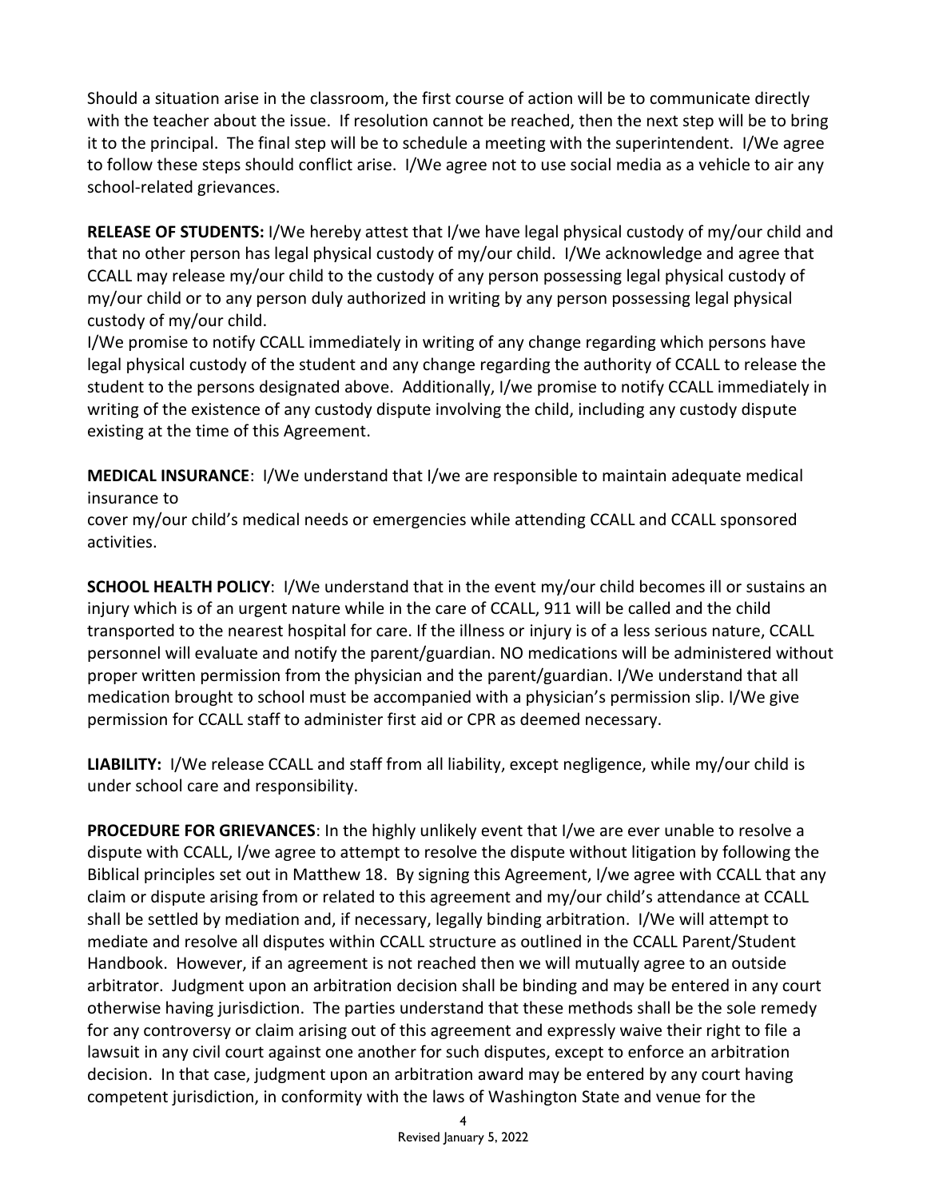Should a situation arise in the classroom, the first course of action will be to communicate directly with the teacher about the issue. If resolution cannot be reached, then the next step will be to bring it to the principal. The final step will be to schedule a meeting with the superintendent. I/We agree to follow these steps should conflict arise. I/We agree not to use social media as a vehicle to air any school-related grievances.

**RELEASE OF STUDENTS:** I/We hereby attest that I/we have legal physical custody of my/our child and that no other person has legal physical custody of my/our child. I/We acknowledge and agree that CCALL may release my/our child to the custody of any person possessing legal physical custody of my/our child or to any person duly authorized in writing by any person possessing legal physical custody of my/our child.

I/We promise to notify CCALL immediately in writing of any change regarding which persons have legal physical custody of the student and any change regarding the authority of CCALL to release the student to the persons designated above. Additionally, I/we promise to notify CCALL immediately in writing of the existence of any custody dispute involving the child, including any custody dispute existing at the time of this Agreement.

**MEDICAL INSURANCE**: I/We understand that I/we are responsible to maintain adequate medical insurance to
cover my/our child's medical needs or emergencies while attending CCALL and CCALL sponsored activities.

**SCHOOL HEALTH POLICY**: I/We understand that in the event my/our child becomes ill or sustains an injury which is of an urgent nature while in the care of CCALL, 911 will be called and the child transported to the nearest hospital for care. If the illness or injury is of a less serious nature, CCALL personnel will evaluate and notify the parent/guardian. NO medications will be administered without proper written permission from the physician and the parent/guardian. I/We understand that all medication brought to school must be accompanied with a physician's permission slip. I/We give permission for CCALL staff to administer first aid or CPR as deemed necessary.

**LIABILITY:** I/We release CCALL and staff from all liability, except negligence, while my/our child is under school care and responsibility.

**PROCEDURE FOR GRIEVANCES**: In the highly unlikely event that I/we are ever unable to resolve a dispute with CCALL, I/we agree to attempt to resolve the dispute without litigation by following the Biblical principles set out in Matthew 18. By signing this Agreement, I/we agree with CCALL that any claim or dispute arising from or related to this agreement and my/our child's attendance at CCALL shall be settled by mediation and, if necessary, legally binding arbitration. I/We will attempt to mediate and resolve all disputes within CCALL structure as outlined in the CCALL Parent/Student Handbook. However, if an agreement is not reached then we will mutually agree to an outside arbitrator. Judgment upon an arbitration decision shall be binding and may be entered in any court otherwise having jurisdiction. The parties understand that these methods shall be the sole remedy for any controversy or claim arising out of this agreement and expressly waive their right to file a lawsuit in any civil court against one another for such disputes, except to enforce an arbitration decision. In that case, judgment upon an arbitration award may be entered by any court having competent jurisdiction, in conformity with the laws of Washington State and venue for the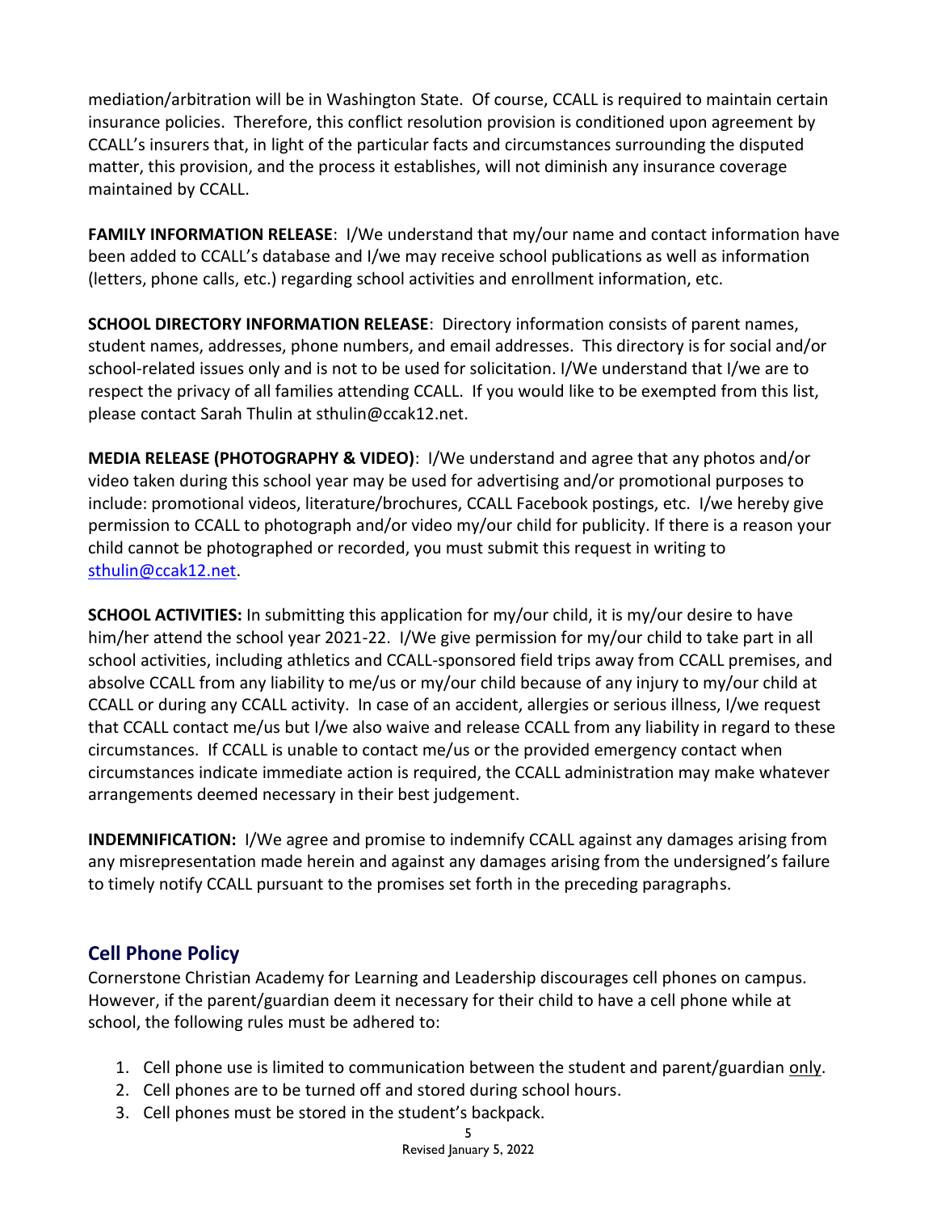mediation/arbitration will be in Washington State. Of course, CCALL is required to maintain certain insurance policies. Therefore, this conflict resolution provision is conditioned upon agreement by CCALL's insurers that, in light of the particular facts and circumstances surrounding the disputed matter, this provision, and the process it establishes, will not diminish any insurance coverage maintained by CCALL.

**FAMILY INFORMATION RELEASE**: I/We understand that my/our name and contact information have been added to CCALL's database and I/we may receive school publications as well as information (letters, phone calls, etc.) regarding school activities and enrollment information, etc.

**SCHOOL DIRECTORY INFORMATION RELEASE**: Directory information consists of parent names, student names, addresses, phone numbers, and email addresses. This directory is for social and/or school-related issues only and is not to be used for solicitation. I/We understand that I/we are to respect the privacy of all families attending CCALL. If you would like to be exempted from this list, please contact Sarah Thulin at sthulin@ccak12.net.

**MEDIA RELEASE (PHOTOGRAPHY & VIDEO)**: I/We understand and agree that any photos and/or video taken during this school year may be used for advertising and/or promotional purposes to include: promotional videos, literature/brochures, CCALL Facebook postings, etc. I/we hereby give permission to CCALL to photograph and/or video my/our child for publicity. If there is a reason your child cannot be photographed or recorded, you must submit this request in writing to sthulin@ccak12.net.

**SCHOOL ACTIVITIES:** In submitting this application for my/our child, it is my/our desire to have him/her attend the school year 2021-22. I/We give permission for my/our child to take part in all school activities, including athletics and CCALL-sponsored field trips away from CCALL premises, and absolve CCALL from any liability to me/us or my/our child because of any injury to my/our child at CCALL or during any CCALL activity. In case of an accident, allergies or serious illness, I/we request that CCALL contact me/us but I/we also waive and release CCALL from any liability in regard to these circumstances. If CCALL is unable to contact me/us or the provided emergency contact when circumstances indicate immediate action is required, the CCALL administration may make whatever arrangements deemed necessary in their best judgement.

**INDEMNIFICATION:** I/We agree and promise to indemnify CCALL against any damages arising from any misrepresentation made herein and against any damages arising from the undersigned's failure to timely notify CCALL pursuant to the promises set forth in the preceding paragraphs.

## Cell Phone Policy

Cornerstone Christian Academy for Learning and Leadership discourages cell phones on campus. However, if the parent/guardian deem it necessary for their child to have a cell phone while at school, the following rules must be adhered to:

1. Cell phone use is limited to communication between the student and parent/guardian only.
2. Cell phones are to be turned off and stored during school hours.
3. Cell phones must be stored in the student's backpack.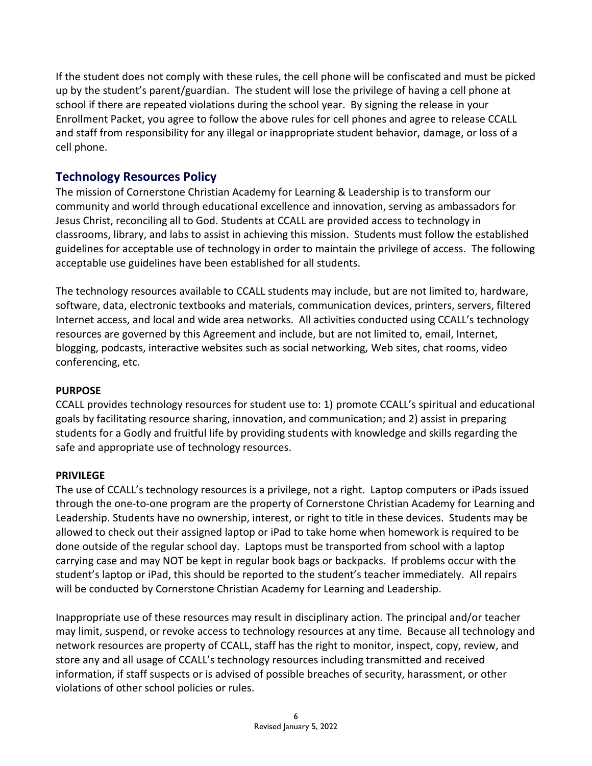If the student does not comply with these rules, the cell phone will be confiscated and must be picked up by the student's parent/guardian. The student will lose the privilege of having a cell phone at school if there are repeated violations during the school year. By signing the release in your Enrollment Packet, you agree to follow the above rules for cell phones and agree to release CCALL and staff from responsibility for any illegal or inappropriate student behavior, damage, or loss of a cell phone.

## Technology Resources Policy

The mission of Cornerstone Christian Academy for Learning & Leadership is to transform our community and world through educational excellence and innovation, serving as ambassadors for Jesus Christ, reconciling all to God. Students at CCALL are provided access to technology in classrooms, library, and labs to assist in achieving this mission. Students must follow the established guidelines for acceptable use of technology in order to maintain the privilege of access. The following acceptable use guidelines have been established for all students.

The technology resources available to CCALL students may include, but are not limited to, hardware, software, data, electronic textbooks and materials, communication devices, printers, servers, filtered Internet access, and local and wide area networks. All activities conducted using CCALL's technology resources are governed by this Agreement and include, but are not limited to, email, Internet, blogging, podcasts, interactive websites such as social networking, Web sites, chat rooms, video conferencing, etc.

**PURPOSE**

CCALL provides technology resources for student use to: 1) promote CCALL's spiritual and educational goals by facilitating resource sharing, innovation, and communication; and 2) assist in preparing students for a Godly and fruitful life by providing students with knowledge and skills regarding the safe and appropriate use of technology resources.

**PRIVILEGE**

The use of CCALL's technology resources is a privilege, not a right. Laptop computers or iPads issued through the one-to-one program are the property of Cornerstone Christian Academy for Learning and Leadership. Students have no ownership, interest, or right to title in these devices. Students may be allowed to check out their assigned laptop or iPad to take home when homework is required to be done outside of the regular school day. Laptops must be transported from school with a laptop carrying case and may NOT be kept in regular book bags or backpacks. If problems occur with the student's laptop or iPad, this should be reported to the student's teacher immediately. All repairs will be conducted by Cornerstone Christian Academy for Learning and Leadership.

Inappropriate use of these resources may result in disciplinary action. The principal and/or teacher may limit, suspend, or revoke access to technology resources at any time. Because all technology and network resources are property of CCALL, staff has the right to monitor, inspect, copy, review, and store any and all usage of CCALL's technology resources including transmitted and received information, if staff suspects or is advised of possible breaches of security, harassment, or other violations of other school policies or rules.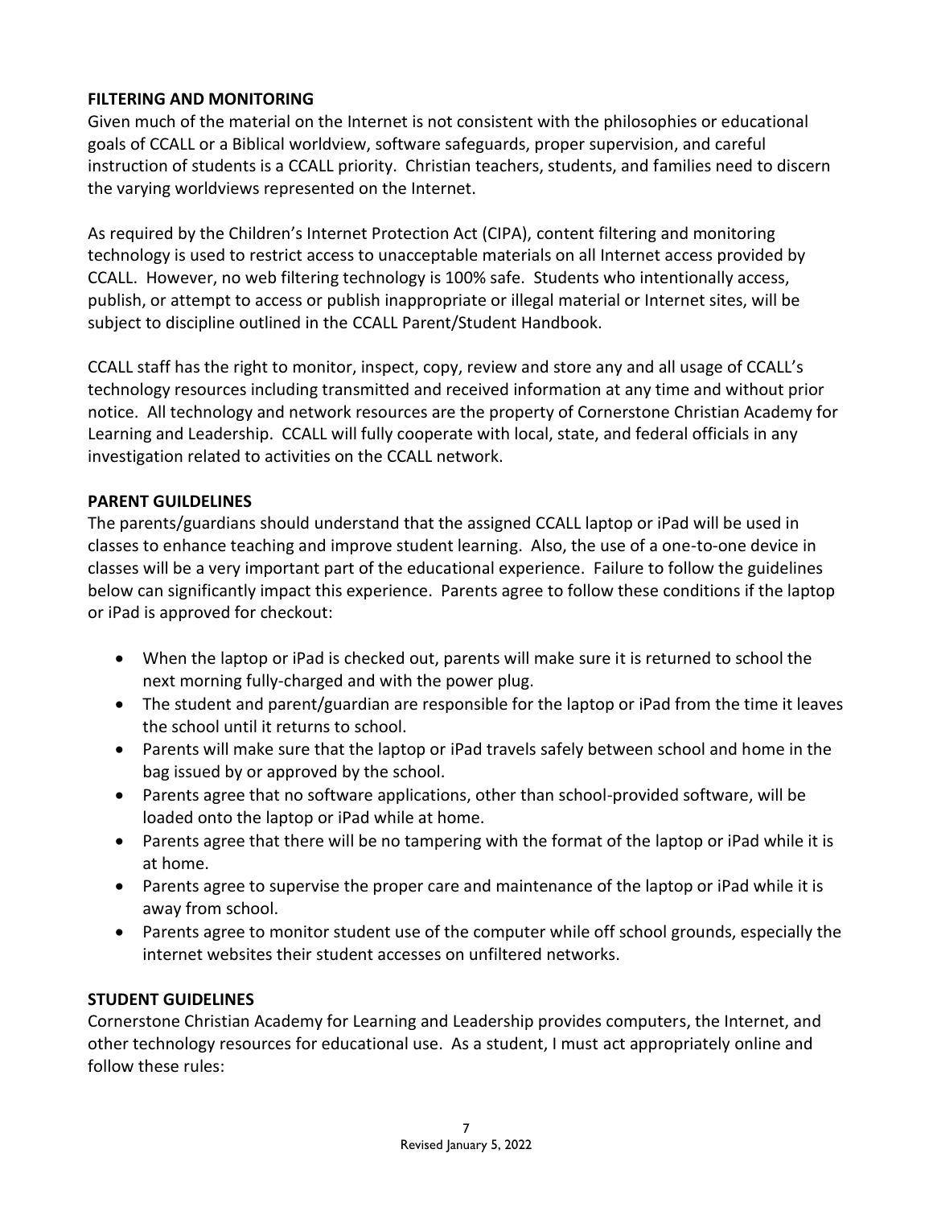**FILTERING AND MONITORING**

Given much of the material on the Internet is not consistent with the philosophies or educational goals of CCALL or a Biblical worldview, software safeguards, proper supervision, and careful instruction of students is a CCALL priority. Christian teachers, students, and families need to discern the varying worldviews represented on the Internet.

As required by the Children's Internet Protection Act (CIPA), content filtering and monitoring technology is used to restrict access to unacceptable materials on all Internet access provided by CCALL. However, no web filtering technology is 100% safe. Students who intentionally access, publish, or attempt to access or publish inappropriate or illegal material or Internet sites, will be subject to discipline outlined in the CCALL Parent/Student Handbook.

CCALL staff has the right to monitor, inspect, copy, review and store any and all usage of CCALL's technology resources including transmitted and received information at any time and without prior notice. All technology and network resources are the property of Cornerstone Christian Academy for Learning and Leadership. CCALL will fully cooperate with local, state, and federal officials in any investigation related to activities on the CCALL network.

**PARENT GUILDELINES**

The parents/guardians should understand that the assigned CCALL laptop or iPad will be used in classes to enhance teaching and improve student learning. Also, the use of a one-to-one device in classes will be a very important part of the educational experience. Failure to follow the guidelines below can significantly impact this experience. Parents agree to follow these conditions if the laptop or iPad is approved for checkout:

- When the laptop or iPad is checked out, parents will make sure it is returned to school the next morning fully-charged and with the power plug.
- The student and parent/guardian are responsible for the laptop or iPad from the time it leaves the school until it returns to school.
- Parents will make sure that the laptop or iPad travels safely between school and home in the bag issued by or approved by the school.
- Parents agree that no software applications, other than school-provided software, will be loaded onto the laptop or iPad while at home.
- Parents agree that there will be no tampering with the format of the laptop or iPad while it is at home.
- Parents agree to supervise the proper care and maintenance of the laptop or iPad while it is away from school.
- Parents agree to monitor student use of the computer while off school grounds, especially the internet websites their student accesses on unfiltered networks.

**STUDENT GUIDELINES**

Cornerstone Christian Academy for Learning and Leadership provides computers, the Internet, and other technology resources for educational use. As a student, I must act appropriately online and follow these rules: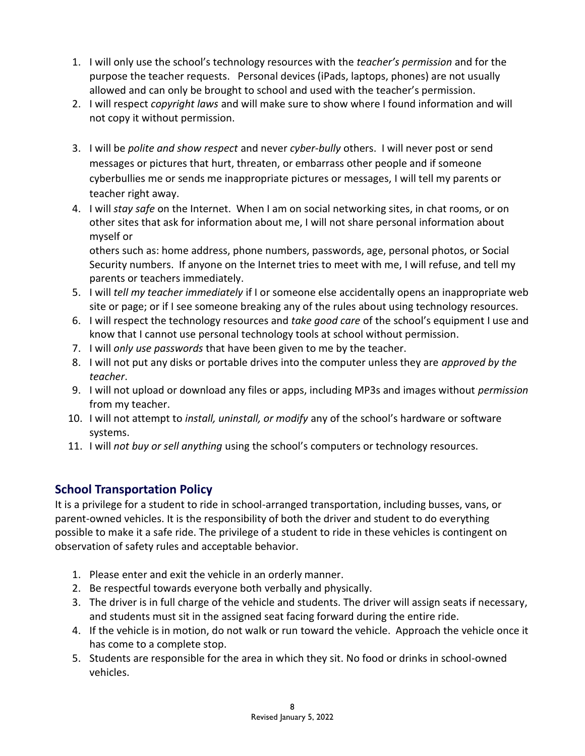1. I will only use the school's technology resources with the *teacher's permission* and for the purpose the teacher requests. Personal devices (iPads, laptops, phones) are not usually allowed and can only be brought to school and used with the teacher's permission.
2. I will respect *copyright laws* and will make sure to show where I found information and will not copy it without permission.
3. I will be *polite and show respect* and never *cyber-bully* others. I will never post or send messages or pictures that hurt, threaten, or embarrass other people and if someone cyberbullies me or sends me inappropriate pictures or messages, I will tell my parents or teacher right away.
4. I will *stay safe* on the Internet. When I am on social networking sites, in chat rooms, or on other sites that ask for information about me, I will not share personal information about myself or others such as: home address, phone numbers, passwords, age, personal photos, or Social Security numbers. If anyone on the Internet tries to meet with me, I will refuse, and tell my parents or teachers immediately.
5. I will *tell my teacher immediately* if I or someone else accidentally opens an inappropriate web site or page; or if I see someone breaking any of the rules about using technology resources.
6. I will respect the technology resources and *take good care* of the school's equipment I use and know that I cannot use personal technology tools at school without permission.
7. I will *only use passwords* that have been given to me by the teacher.
8. I will not put any disks or portable drives into the computer unless they are *approved by the teacher*.
9. I will not upload or download any files or apps, including MP3s and images without *permission* from my teacher.
10. I will not attempt to *install, uninstall, or modify* any of the school's hardware or software systems.
11. I will *not buy or sell anything* using the school's computers or technology resources.

## School Transportation Policy

It is a privilege for a student to ride in school-arranged transportation, including busses, vans, or parent-owned vehicles. It is the responsibility of both the driver and student to do everything possible to make it a safe ride. The privilege of a student to ride in these vehicles is contingent on observation of safety rules and acceptable behavior.

1. Please enter and exit the vehicle in an orderly manner.
2. Be respectful towards everyone both verbally and physically.
3. The driver is in full charge of the vehicle and students. The driver will assign seats if necessary, and students must sit in the assigned seat facing forward during the entire ride.
4. If the vehicle is in motion, do not walk or run toward the vehicle. Approach the vehicle once it has come to a complete stop.
5. Students are responsible for the area in which they sit. No food or drinks in school-owned vehicles.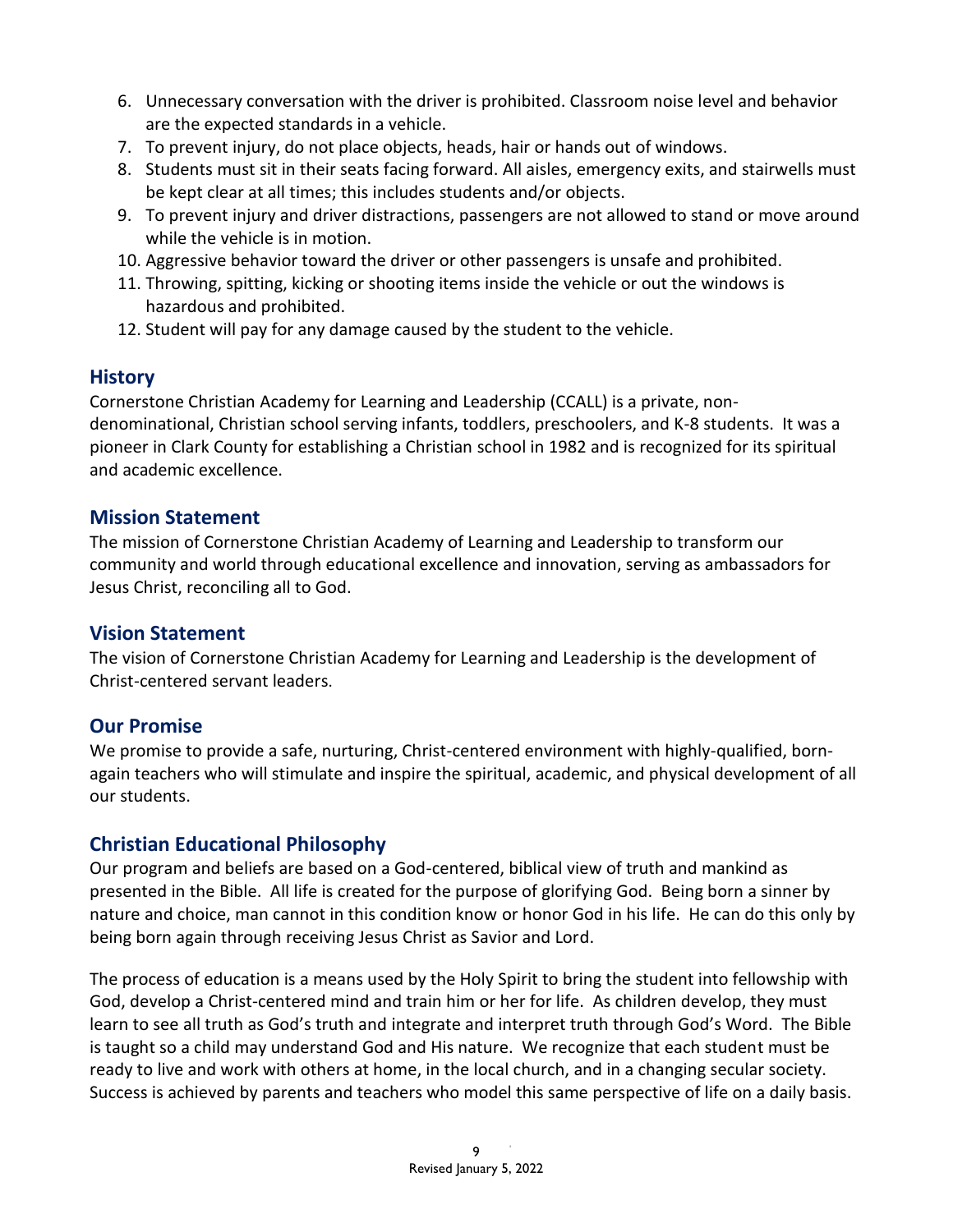6. Unnecessary conversation with the driver is prohibited. Classroom noise level and behavior are the expected standards in a vehicle.
7. To prevent injury, do not place objects, heads, hair or hands out of windows.
8. Students must sit in their seats facing forward. All aisles, emergency exits, and stairwells must be kept clear at all times; this includes students and/or objects.
9. To prevent injury and driver distractions, passengers are not allowed to stand or move around while the vehicle is in motion.
10. Aggressive behavior toward the driver or other passengers is unsafe and prohibited.
11. Throwing, spitting, kicking or shooting items inside the vehicle or out the windows is hazardous and prohibited.
12. Student will pay for any damage caused by the student to the vehicle.

## History

Cornerstone Christian Academy for Learning and Leadership (CCALL) is a private, non-denominational, Christian school serving infants, toddlers, preschoolers, and K-8 students. It was a pioneer in Clark County for establishing a Christian school in 1982 and is recognized for its spiritual and academic excellence.

## Mission Statement

The mission of Cornerstone Christian Academy of Learning and Leadership to transform our community and world through educational excellence and innovation, serving as ambassadors for Jesus Christ, reconciling all to God.

## Vision Statement

The vision of Cornerstone Christian Academy for Learning and Leadership is the development of Christ-centered servant leaders.

## Our Promise

We promise to provide a safe, nurturing, Christ-centered environment with highly-qualified, born-again teachers who will stimulate and inspire the spiritual, academic, and physical development of all our students.

## Christian Educational Philosophy

Our program and beliefs are based on a God-centered, biblical view of truth and mankind as presented in the Bible. All life is created for the purpose of glorifying God. Being born a sinner by nature and choice, man cannot in this condition know or honor God in his life. He can do this only by being born again through receiving Jesus Christ as Savior and Lord.

The process of education is a means used by the Holy Spirit to bring the student into fellowship with God, develop a Christ-centered mind and train him or her for life. As children develop, they must learn to see all truth as God's truth and integrate and interpret truth through God's Word. The Bible is taught so a child may understand God and His nature. We recognize that each student must be ready to live and work with others at home, in the local church, and in a changing secular society. Success is achieved by parents and teachers who model this same perspective of life on a daily basis.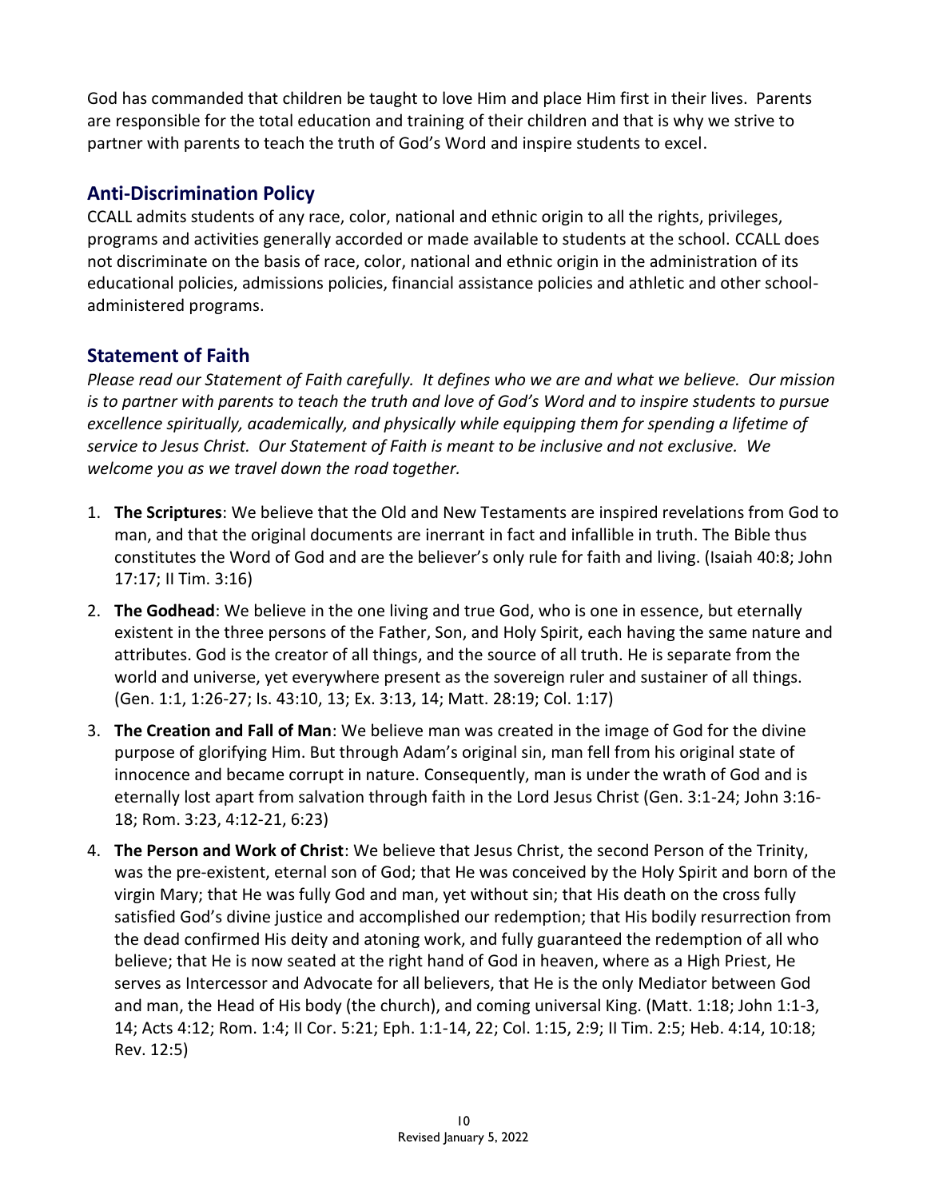God has commanded that children be taught to love Him and place Him first in their lives. Parents are responsible for the total education and training of their children and that is why we strive to partner with parents to teach the truth of God's Word and inspire students to excel.

## Anti-Discrimination Policy

CCALL admits students of any race, color, national and ethnic origin to all the rights, privileges, programs and activities generally accorded or made available to students at the school. CCALL does not discriminate on the basis of race, color, national and ethnic origin in the administration of its educational policies, admissions policies, financial assistance policies and athletic and other school-administered programs.

## Statement of Faith

*Please read our Statement of Faith carefully. It defines who we are and what we believe. Our mission is to partner with parents to teach the truth and love of God's Word and to inspire students to pursue excellence spiritually, academically, and physically while equipping them for spending a lifetime of service to Jesus Christ. Our Statement of Faith is meant to be inclusive and not exclusive. We welcome you as we travel down the road together.*

1. **The Scriptures**: We believe that the Old and New Testaments are inspired revelations from God to man, and that the original documents are inerrant in fact and infallible in truth. The Bible thus constitutes the Word of God and are the believer's only rule for faith and living. (Isaiah 40:8; John 17:17; II Tim. 3:16)
2. **The Godhead**: We believe in the one living and true God, who is one in essence, but eternally existent in the three persons of the Father, Son, and Holy Spirit, each having the same nature and attributes. God is the creator of all things, and the source of all truth. He is separate from the world and universe, yet everywhere present as the sovereign ruler and sustainer of all things. (Gen. 1:1, 1:26-27; Is. 43:10, 13; Ex. 3:13, 14; Matt. 28:19; Col. 1:17)
3. **The Creation and Fall of Man**: We believe man was created in the image of God for the divine purpose of glorifying Him. But through Adam's original sin, man fell from his original state of innocence and became corrupt in nature. Consequently, man is under the wrath of God and is eternally lost apart from salvation through faith in the Lord Jesus Christ (Gen. 3:1-24; John 3:16-18; Rom. 3:23, 4:12-21, 6:23)
4. **The Person and Work of Christ**: We believe that Jesus Christ, the second Person of the Trinity, was the pre-existent, eternal son of God; that He was conceived by the Holy Spirit and born of the virgin Mary; that He was fully God and man, yet without sin; that His death on the cross fully satisfied God's divine justice and accomplished our redemption; that His bodily resurrection from the dead confirmed His deity and atoning work, and fully guaranteed the redemption of all who believe; that He is now seated at the right hand of God in heaven, where as a High Priest, He serves as Intercessor and Advocate for all believers, that He is the only Mediator between God and man, the Head of His body (the church), and coming universal King. (Matt. 1:18; John 1:1-3, 14; Acts 4:12; Rom. 1:4; II Cor. 5:21; Eph. 1:1-14, 22; Col. 1:15, 2:9; II Tim. 2:5; Heb. 4:14, 10:18; Rev. 12:5)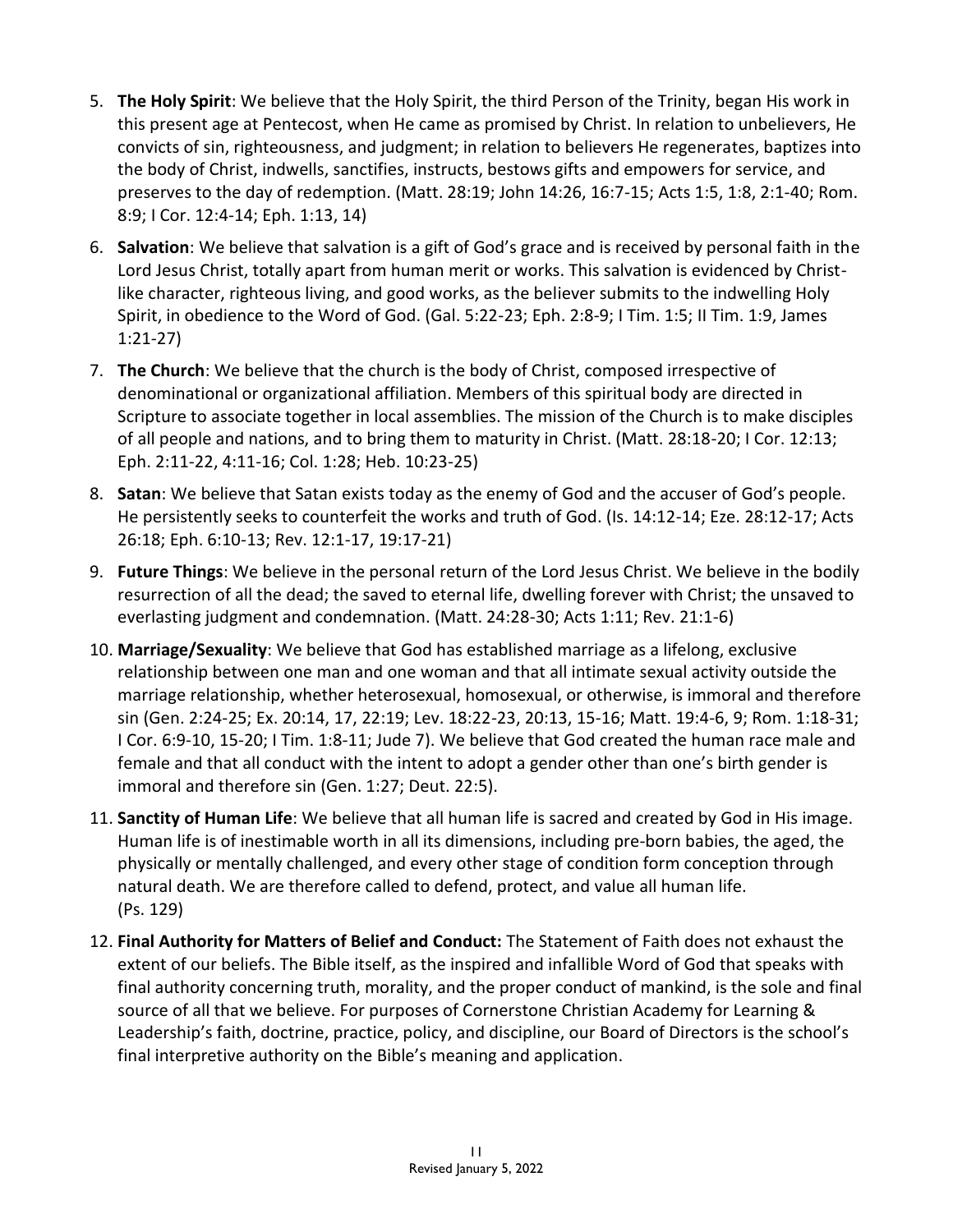5. **The Holy Spirit**: We believe that the Holy Spirit, the third Person of the Trinity, began His work in this present age at Pentecost, when He came as promised by Christ. In relation to unbelievers, He convicts of sin, righteousness, and judgment; in relation to believers He regenerates, baptizes into the body of Christ, indwells, sanctifies, instructs, bestows gifts and empowers for service, and preserves to the day of redemption. (Matt. 28:19; John 14:26, 16:7-15; Acts 1:5, 1:8, 2:1-40; Rom. 8:9; I Cor. 12:4-14; Eph. 1:13, 14)

6. **Salvation**: We believe that salvation is a gift of God's grace and is received by personal faith in the Lord Jesus Christ, totally apart from human merit or works. This salvation is evidenced by Christ-like character, righteous living, and good works, as the believer submits to the indwelling Holy Spirit, in obedience to the Word of God. (Gal. 5:22-23; Eph. 2:8-9; I Tim. 1:5; II Tim. 1:9, James 1:21-27)

7. **The Church**: We believe that the church is the body of Christ, composed irrespective of denominational or organizational affiliation. Members of this spiritual body are directed in Scripture to associate together in local assemblies. The mission of the Church is to make disciples of all people and nations, and to bring them to maturity in Christ. (Matt. 28:18-20; I Cor. 12:13; Eph. 2:11-22, 4:11-16; Col. 1:28; Heb. 10:23-25)

8. **Satan**: We believe that Satan exists today as the enemy of God and the accuser of God's people. He persistently seeks to counterfeit the works and truth of God. (Is. 14:12-14; Eze. 28:12-17; Acts 26:18; Eph. 6:10-13; Rev. 12:1-17, 19:17-21)

9. **Future Things**: We believe in the personal return of the Lord Jesus Christ. We believe in the bodily resurrection of all the dead; the saved to eternal life, dwelling forever with Christ; the unsaved to everlasting judgment and condemnation. (Matt. 24:28-30; Acts 1:11; Rev. 21:1-6)

10. **Marriage/Sexuality**: We believe that God has established marriage as a lifelong, exclusive relationship between one man and one woman and that all intimate sexual activity outside the marriage relationship, whether heterosexual, homosexual, or otherwise, is immoral and therefore sin (Gen. 2:24-25; Ex. 20:14, 17, 22:19; Lev. 18:22-23, 20:13, 15-16; Matt. 19:4-6, 9; Rom. 1:18-31; I Cor. 6:9-10, 15-20; I Tim. 1:8-11; Jude 7). We believe that God created the human race male and female and that all conduct with the intent to adopt a gender other than one's birth gender is immoral and therefore sin (Gen. 1:27; Deut. 22:5).

11. **Sanctity of Human Life**: We believe that all human life is sacred and created by God in His image. Human life is of inestimable worth in all its dimensions, including pre-born babies, the aged, the physically or mentally challenged, and every other stage of condition form conception through natural death. We are therefore called to defend, protect, and value all human life. (Ps. 129)

12. **Final Authority for Matters of Belief and Conduct:** The Statement of Faith does not exhaust the extent of our beliefs. The Bible itself, as the inspired and infallible Word of God that speaks with final authority concerning truth, morality, and the proper conduct of mankind, is the sole and final source of all that we believe. For purposes of Cornerstone Christian Academy for Learning & Leadership's faith, doctrine, practice, policy, and discipline, our Board of Directors is the school's final interpretive authority on the Bible's meaning and application.

Revised January 5, 2022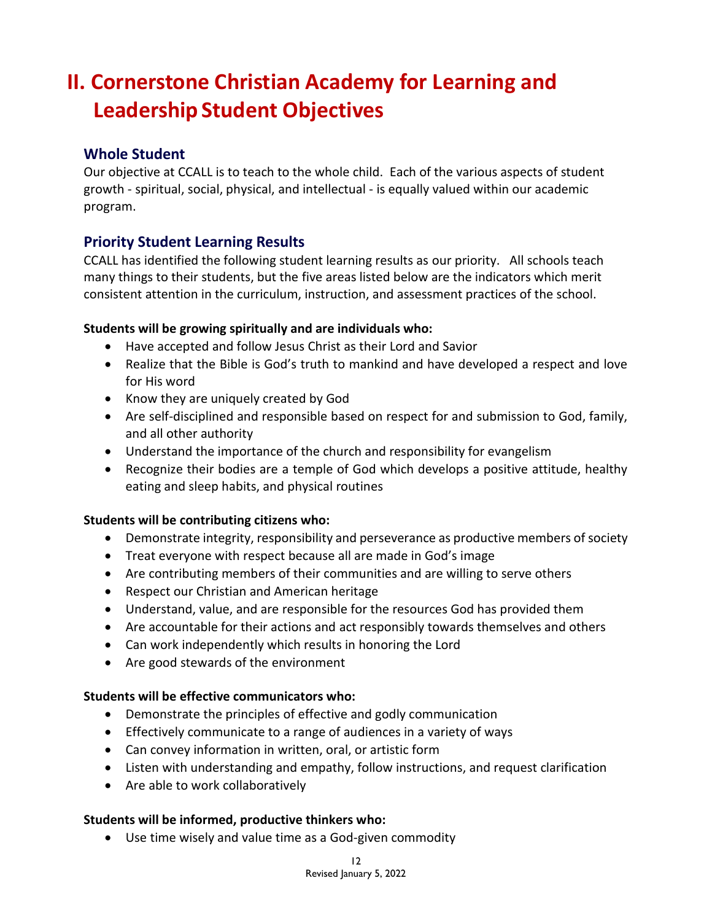# II. Cornerstone Christian Academy for Learning and Leadership Student Objectives

## Whole Student

Our objective at CCALL is to teach to the whole child. Each of the various aspects of student growth - spiritual, social, physical, and intellectual - is equally valued within our academic program.

## Priority Student Learning Results

CCALL has identified the following student learning results as our priority. All schools teach many things to their students, but the five areas listed below are the indicators which merit consistent attention in the curriculum, instruction, and assessment practices of the school.

**Students will be growing spiritually and are individuals who:**

- Have accepted and follow Jesus Christ as their Lord and Savior
- Realize that the Bible is God's truth to mankind and have developed a respect and love for His word
- Know they are uniquely created by God
- Are self-disciplined and responsible based on respect for and submission to God, family, and all other authority
- Understand the importance of the church and responsibility for evangelism
- Recognize their bodies are a temple of God which develops a positive attitude, healthy eating and sleep habits, and physical routines

**Students will be contributing citizens who:**

- Demonstrate integrity, responsibility and perseverance as productive members of society
- Treat everyone with respect because all are made in God's image
- Are contributing members of their communities and are willing to serve others
- Respect our Christian and American heritage
- Understand, value, and are responsible for the resources God has provided them
- Are accountable for their actions and act responsibly towards themselves and others
- Can work independently which results in honoring the Lord
- Are good stewards of the environment

**Students will be effective communicators who:**

- Demonstrate the principles of effective and godly communication
- Effectively communicate to a range of audiences in a variety of ways
- Can convey information in written, oral, or artistic form
- Listen with understanding and empathy, follow instructions, and request clarification
- Are able to work collaboratively

**Students will be informed, productive thinkers who:**

- Use time wisely and value time as a God-given commodity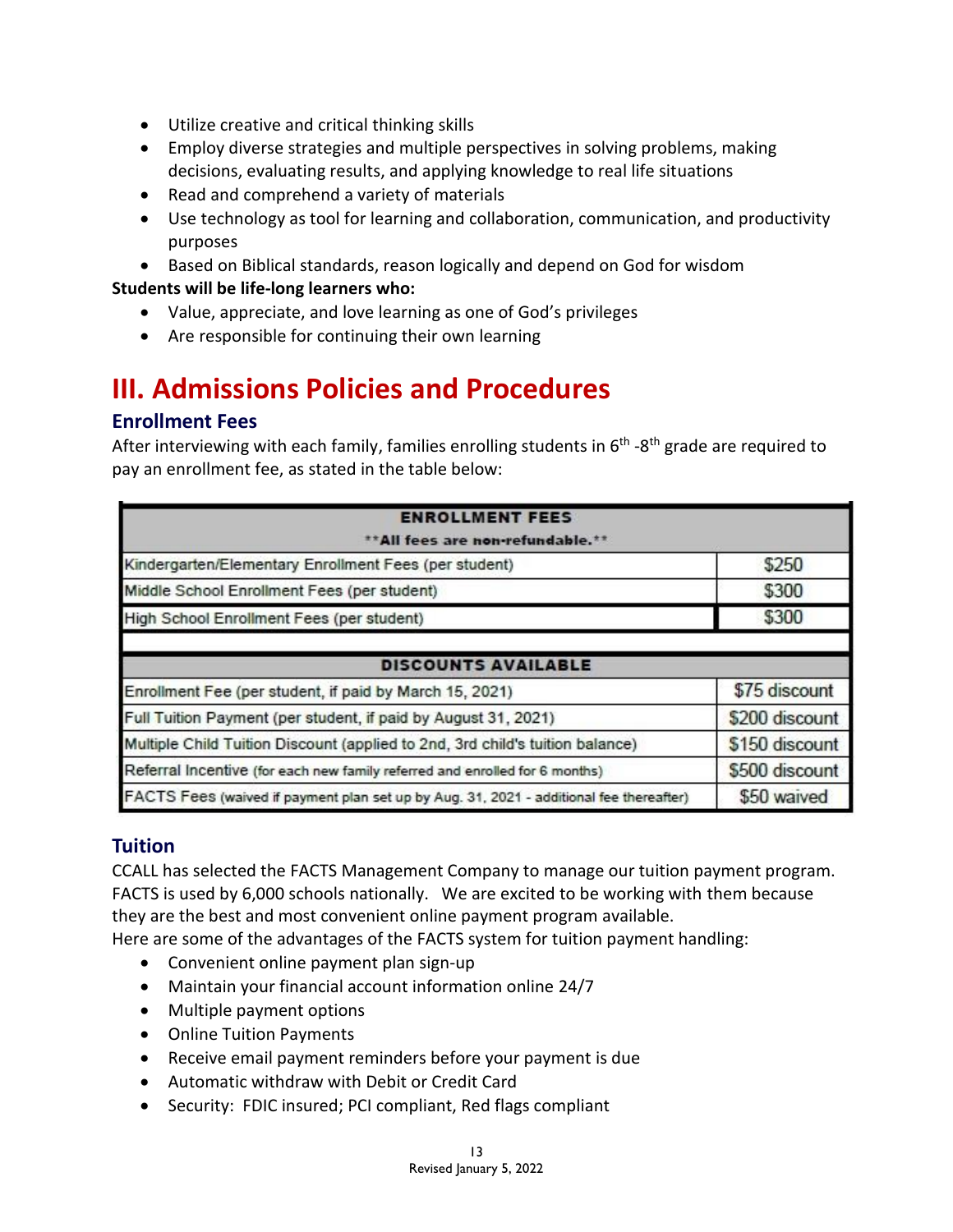- Utilize creative and critical thinking skills
- Employ diverse strategies and multiple perspectives in solving problems, making decisions, evaluating results, and applying knowledge to real life situations
- Read and comprehend a variety of materials
- Use technology as tool for learning and collaboration, communication, and productivity purposes
- Based on Biblical standards, reason logically and depend on God for wisdom

**Students will be life-long learners who:**

- Value, appreciate, and love learning as one of God's privileges
- Are responsible for continuing their own learning

# III. Admissions Policies and Procedures

## Enrollment Fees

After interviewing with each family, families enrolling students in 6th -8th grade are required to pay an enrollment fee, as stated in the table below:

| ENROLLMENT FEES<br>**All fees are non-refundable.** | |
|---|---|
| Kindergarten/Elementary Enrollment Fees (per student) | $250 |
| Middle School Enrollment Fees (per student) | $300 |
| High School Enrollment Fees (per student) | $300 |
| | |
| **DISCOUNTS AVAILABLE** | |
| Enrollment Fee (per student, if paid by March 15, 2021) | $75 discount |
| Full Tuition Payment (per student, if paid by August 31, 2021) | $200 discount |
| Multiple Child Tuition Discount (applied to 2nd, 3rd child's tuition balance) | $150 discount |
| Referral Incentive (for each new family referred and enrolled for 6 months) | $500 discount |
| FACTS Fees (waived if payment plan set up by Aug. 31, 2021 - additional fee thereafter) | $50 waived |

## Tuition

CCALL has selected the FACTS Management Company to manage our tuition payment program. FACTS is used by 6,000 schools nationally. We are excited to be working with them because they are the best and most convenient online payment program available.
Here are some of the advantages of the FACTS system for tuition payment handling:

- Convenient online payment plan sign-up
- Maintain your financial account information online 24/7
- Multiple payment options
- Online Tuition Payments
- Receive email payment reminders before your payment is due
- Automatic withdraw with Debit or Credit Card
- Security: FDIC insured; PCI compliant, Red flags compliant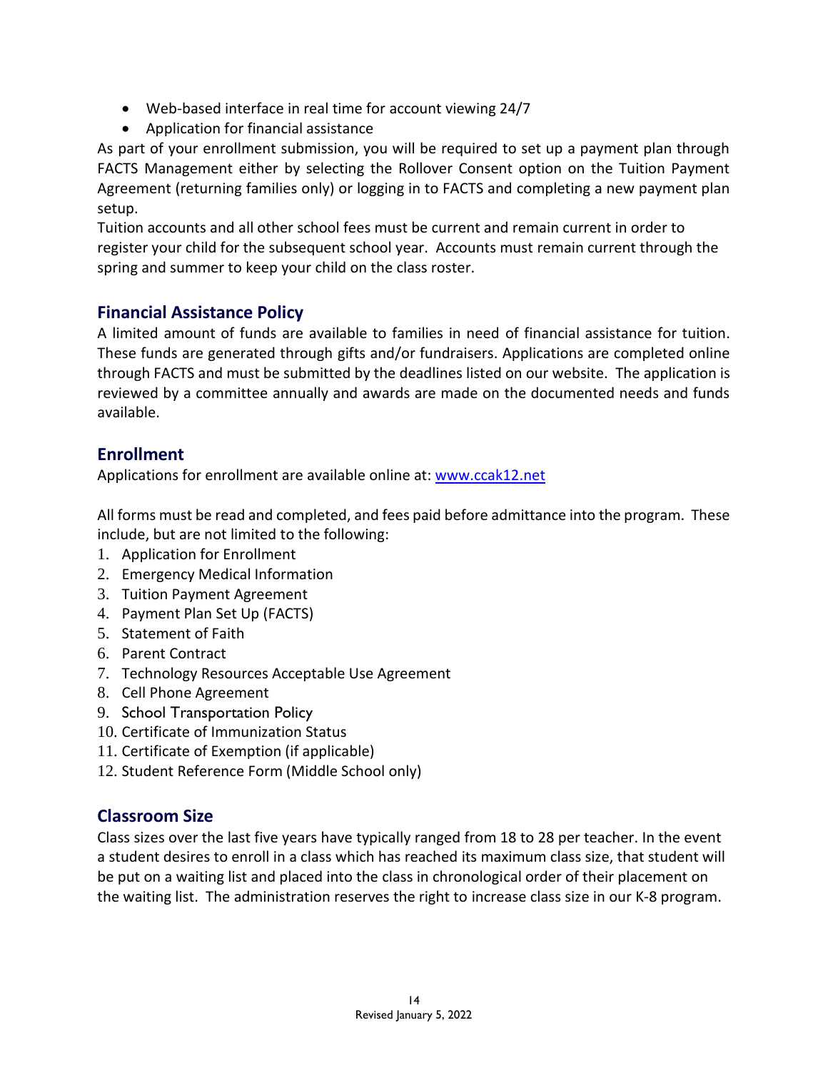- Web-based interface in real time for account viewing 24/7
- Application for financial assistance

As part of your enrollment submission, you will be required to set up a payment plan through FACTS Management either by selecting the Rollover Consent option on the Tuition Payment Agreement (returning families only) or logging in to FACTS and completing a new payment plan setup.

Tuition accounts and all other school fees must be current and remain current in order to register your child for the subsequent school year. Accounts must remain current through the spring and summer to keep your child on the class roster.

## Financial Assistance Policy

A limited amount of funds are available to families in need of financial assistance for tuition. These funds are generated through gifts and/or fundraisers. Applications are completed online through FACTS and must be submitted by the deadlines listed on our website. The application is reviewed by a committee annually and awards are made on the documented needs and funds available.

## Enrollment

Applications for enrollment are available online at: [www.ccak12.net](www.ccak12.net)

All forms must be read and completed, and fees paid before admittance into the program. These include, but are not limited to the following:

1. Application for Enrollment
2. Emergency Medical Information
3. Tuition Payment Agreement
4. Payment Plan Set Up (FACTS)
5. Statement of Faith
6. Parent Contract
7. Technology Resources Acceptable Use Agreement
8. Cell Phone Agreement
9. School Transportation Policy
10. Certificate of Immunization Status
11. Certificate of Exemption (if applicable)
12. Student Reference Form (Middle School only)

## Classroom Size

Class sizes over the last five years have typically ranged from 18 to 28 per teacher. In the event a student desires to enroll in a class which has reached its maximum class size, that student will be put on a waiting list and placed into the class in chronological order of their placement on the waiting list. The administration reserves the right to increase class size in our K-8 program.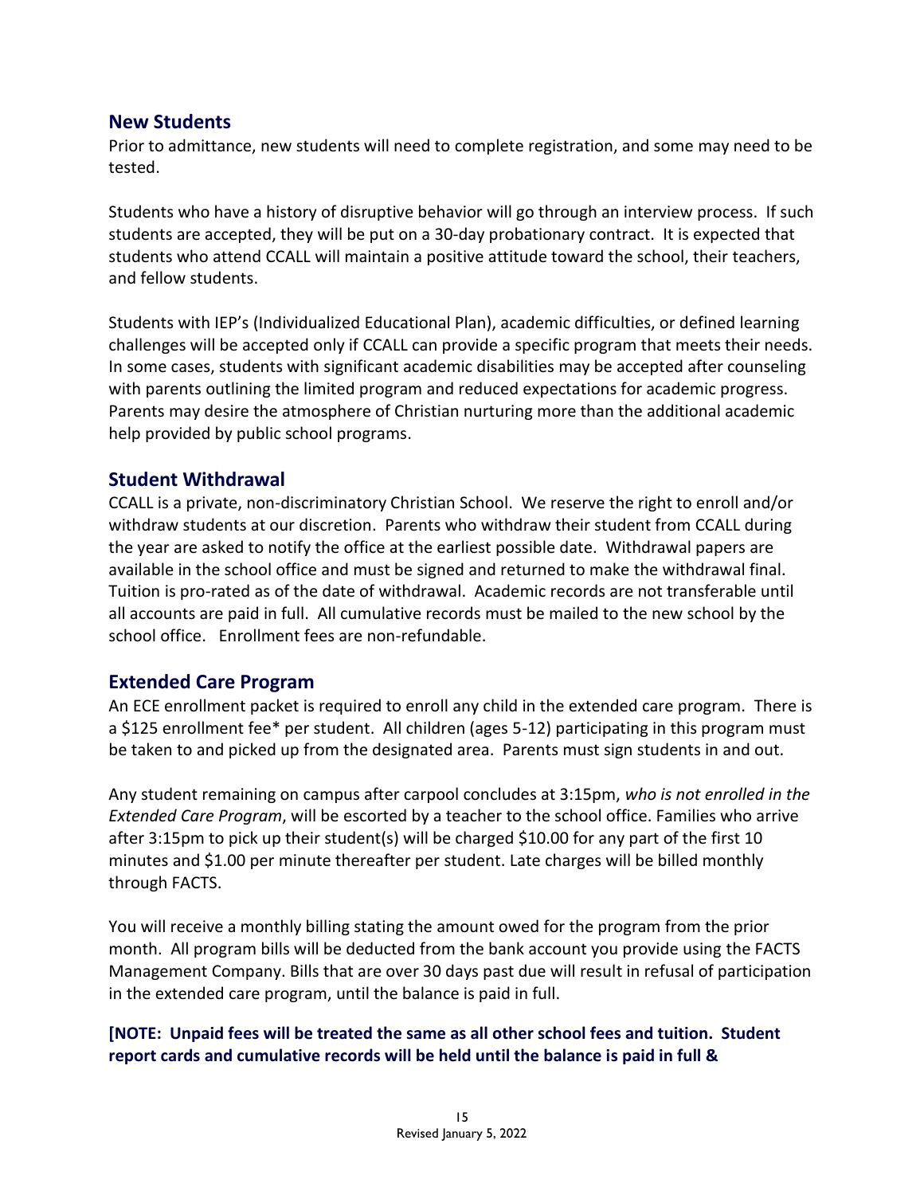## New Students

Prior to admittance, new students will need to complete registration, and some may need to be tested.

Students who have a history of disruptive behavior will go through an interview process. If such students are accepted, they will be put on a 30-day probationary contract. It is expected that students who attend CCALL will maintain a positive attitude toward the school, their teachers, and fellow students.

Students with IEP's (Individualized Educational Plan), academic difficulties, or defined learning challenges will be accepted only if CCALL can provide a specific program that meets their needs. In some cases, students with significant academic disabilities may be accepted after counseling with parents outlining the limited program and reduced expectations for academic progress. Parents may desire the atmosphere of Christian nurturing more than the additional academic help provided by public school programs.

## Student Withdrawal

CCALL is a private, non-discriminatory Christian School. We reserve the right to enroll and/or withdraw students at our discretion. Parents who withdraw their student from CCALL during the year are asked to notify the office at the earliest possible date. Withdrawal papers are available in the school office and must be signed and returned to make the withdrawal final. Tuition is pro-rated as of the date of withdrawal. Academic records are not transferable until all accounts are paid in full. All cumulative records must be mailed to the new school by the school office. Enrollment fees are non-refundable.

## Extended Care Program

An ECE enrollment packet is required to enroll any child in the extended care program. There is a $125 enrollment fee* per student. All children (ages 5-12) participating in this program must be taken to and picked up from the designated area. Parents must sign students in and out.

Any student remaining on campus after carpool concludes at 3:15pm, *who is not enrolled in the Extended Care Program*, will be escorted by a teacher to the school office. Families who arrive after 3:15pm to pick up their student(s) will be charged $10.00 for any part of the first 10 minutes and $1.00 per minute thereafter per student. Late charges will be billed monthly through FACTS.

You will receive a monthly billing stating the amount owed for the program from the prior month. All program bills will be deducted from the bank account you provide using the FACTS Management Company. Bills that are over 30 days past due will result in refusal of participation in the extended care program, until the balance is paid in full.

**[NOTE: Unpaid fees will be treated the same as all other school fees and tuition. Student report cards and cumulative records will be held until the balance is paid in full &**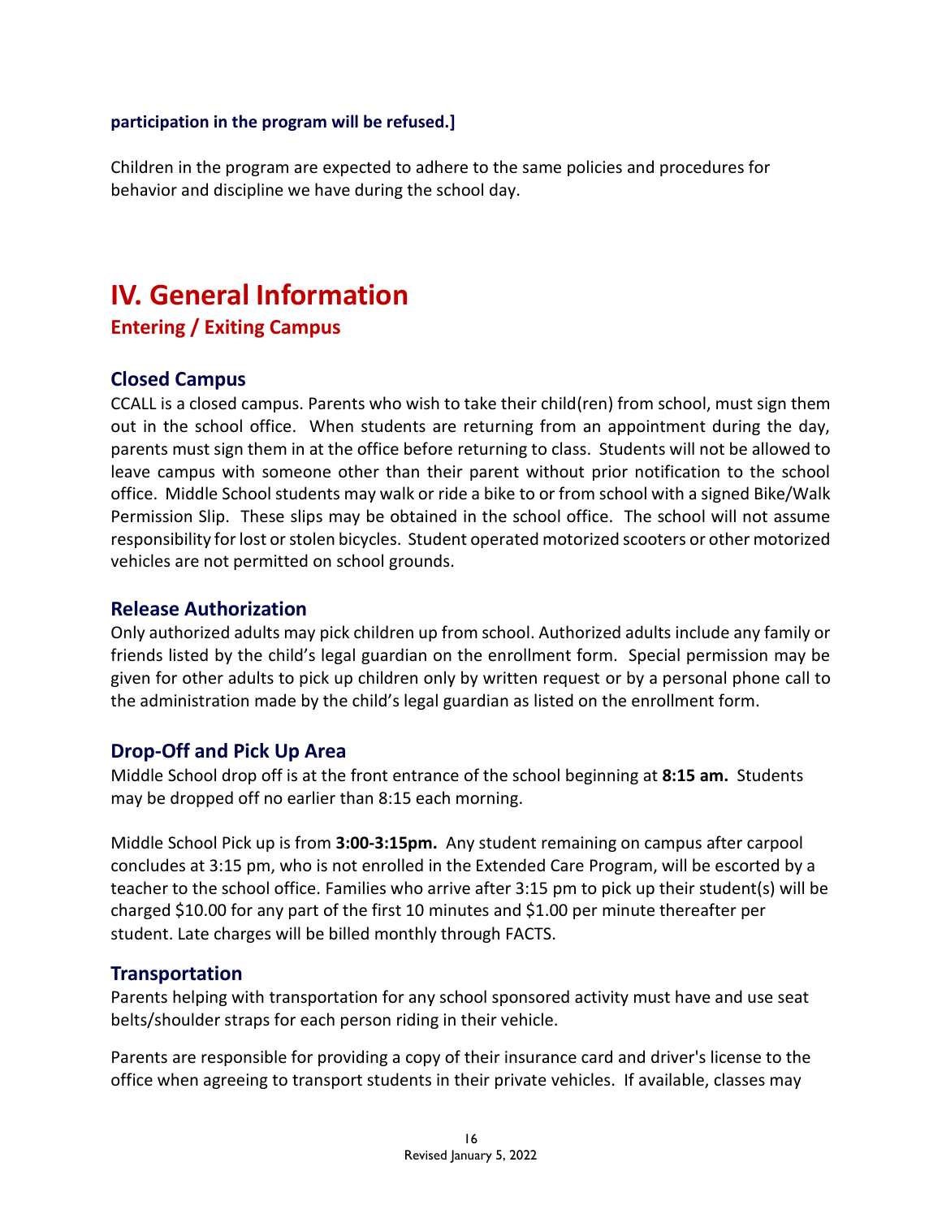**participation in the program will be refused.]**

Children in the program are expected to adhere to the same policies and procedures for behavior and discipline we have during the school day.

# IV. General Information

## Entering / Exiting Campus

### Closed Campus

CCALL is a closed campus. Parents who wish to take their child(ren) from school, must sign them out in the school office. When students are returning from an appointment during the day, parents must sign them in at the office before returning to class. Students will not be allowed to leave campus with someone other than their parent without prior notification to the school office. Middle School students may walk or ride a bike to or from school with a signed Bike/Walk Permission Slip. These slips may be obtained in the school office. The school will not assume responsibility for lost or stolen bicycles. Student operated motorized scooters or other motorized vehicles are not permitted on school grounds.

### Release Authorization

Only authorized adults may pick children up from school. Authorized adults include any family or friends listed by the child's legal guardian on the enrollment form. Special permission may be given for other adults to pick up children only by written request or by a personal phone call to the administration made by the child's legal guardian as listed on the enrollment form.

### Drop-Off and Pick Up Area

Middle School drop off is at the front entrance of the school beginning at **8:15 am.** Students may be dropped off no earlier than 8:15 each morning.

Middle School Pick up is from **3:00-3:15pm.** Any student remaining on campus after carpool concludes at 3:15 pm, who is not enrolled in the Extended Care Program, will be escorted by a teacher to the school office. Families who arrive after 3:15 pm to pick up their student(s) will be charged $10.00 for any part of the first 10 minutes and $1.00 per minute thereafter per student. Late charges will be billed monthly through FACTS.

### Transportation

Parents helping with transportation for any school sponsored activity must have and use seat belts/shoulder straps for each person riding in their vehicle.

Parents are responsible for providing a copy of their insurance card and driver's license to the office when agreeing to transport students in their private vehicles. If available, classes may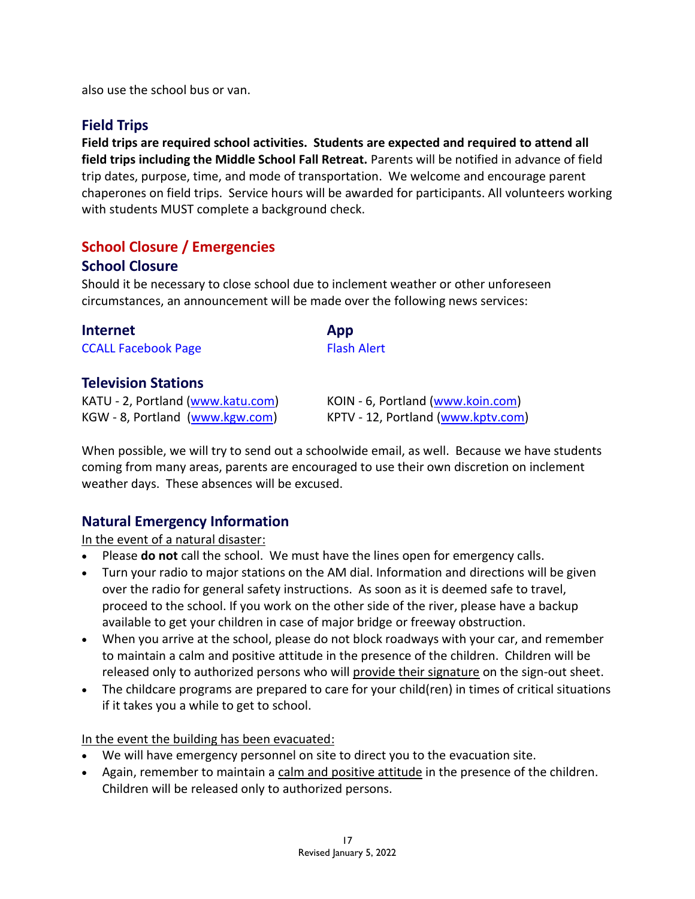also use the school bus or van.

## Field Trips

**Field trips are required school activities. Students are expected and required to attend all field trips including the Middle School Fall Retreat.** Parents will be notified in advance of field trip dates, purpose, time, and mode of transportation. We welcome and encourage parent chaperones on field trips. Service hours will be awarded for participants. All volunteers working with students MUST complete a background check.

# School Closure / Emergencies

## School Closure

Should it be necessary to close school due to inclement weather or other unforeseen circumstances, an announcement will be made over the following news services:

### Internet

CCALL Facebook Page

### App

Flash Alert

### Television Stations

KATU - 2, Portland (www.katu.com)
KGW - 8, Portland (www.kgw.com)
KOIN - 6, Portland (www.koin.com)
KPTV - 12, Portland (www.kptv.com)

When possible, we will try to send out a schoolwide email, as well. Because we have students coming from many areas, parents are encouraged to use their own discretion on inclement weather days. These absences will be excused.

## Natural Emergency Information

In the event of a natural disaster:

- Please **do not** call the school. We must have the lines open for emergency calls.
- Turn your radio to major stations on the AM dial. Information and directions will be given over the radio for general safety instructions. As soon as it is deemed safe to travel, proceed to the school. If you work on the other side of the river, please have a backup available to get your children in case of major bridge or freeway obstruction.
- When you arrive at the school, please do not block roadways with your car, and remember to maintain a calm and positive attitude in the presence of the children. Children will be released only to authorized persons who will provide their signature on the sign-out sheet.
- The childcare programs are prepared to care for your child(ren) in times of critical situations if it takes you a while to get to school.

In the event the building has been evacuated:

- We will have emergency personnel on site to direct you to the evacuation site.
- Again, remember to maintain a calm and positive attitude in the presence of the children. Children will be released only to authorized persons.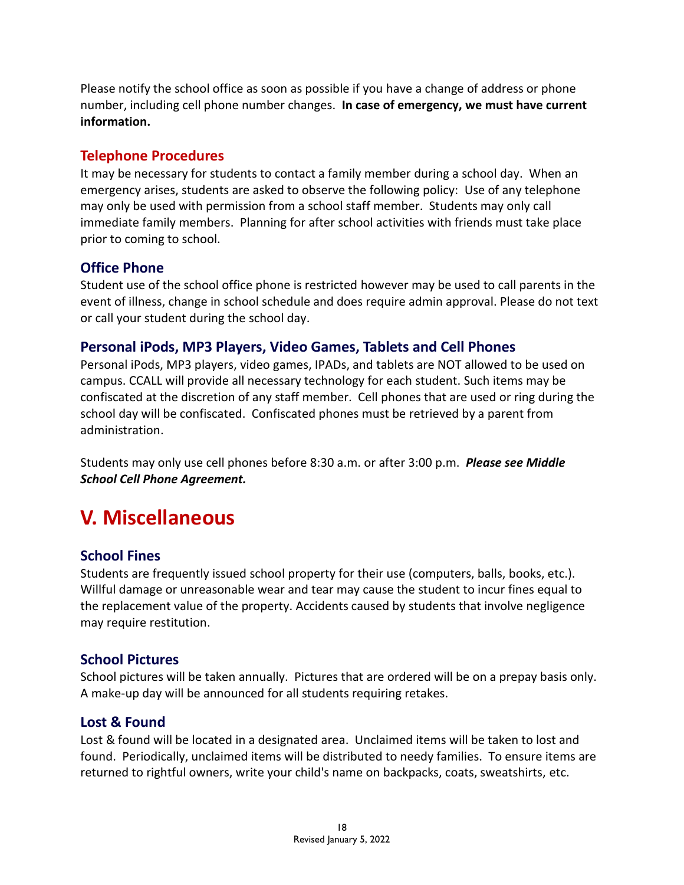Please notify the school office as soon as possible if you have a change of address or phone number, including cell phone number changes. **In case of emergency, we must have current information.**

### Telephone Procedures

It may be necessary for students to contact a family member during a school day. When an emergency arises, students are asked to observe the following policy: Use of any telephone may only be used with permission from a school staff member. Students may only call immediate family members. Planning for after school activities with friends must take place prior to coming to school.

### Office Phone

Student use of the school office phone is restricted however may be used to call parents in the event of illness, change in school schedule and does require admin approval. Please do not text or call your student during the school day.

### Personal iPods, MP3 Players, Video Games, Tablets and Cell Phones

Personal iPods, MP3 players, video games, IPADs, and tablets are NOT allowed to be used on campus. CCALL will provide all necessary technology for each student. Such items may be confiscated at the discretion of any staff member. Cell phones that are used or ring during the school day will be confiscated. Confiscated phones must be retrieved by a parent from administration.

Students may only use cell phones before 8:30 a.m. or after 3:00 p.m. ***Please see Middle School Cell Phone Agreement.***

## V. Miscellaneous

### School Fines

Students are frequently issued school property for their use (computers, balls, books, etc.). Willful damage or unreasonable wear and tear may cause the student to incur fines equal to the replacement value of the property. Accidents caused by students that involve negligence may require restitution.

### School Pictures

School pictures will be taken annually. Pictures that are ordered will be on a prepay basis only. A make-up day will be announced for all students requiring retakes.

### Lost & Found

Lost & found will be located in a designated area. Unclaimed items will be taken to lost and found. Periodically, unclaimed items will be distributed to needy families. To ensure items are returned to rightful owners, write your child's name on backpacks, coats, sweatshirts, etc.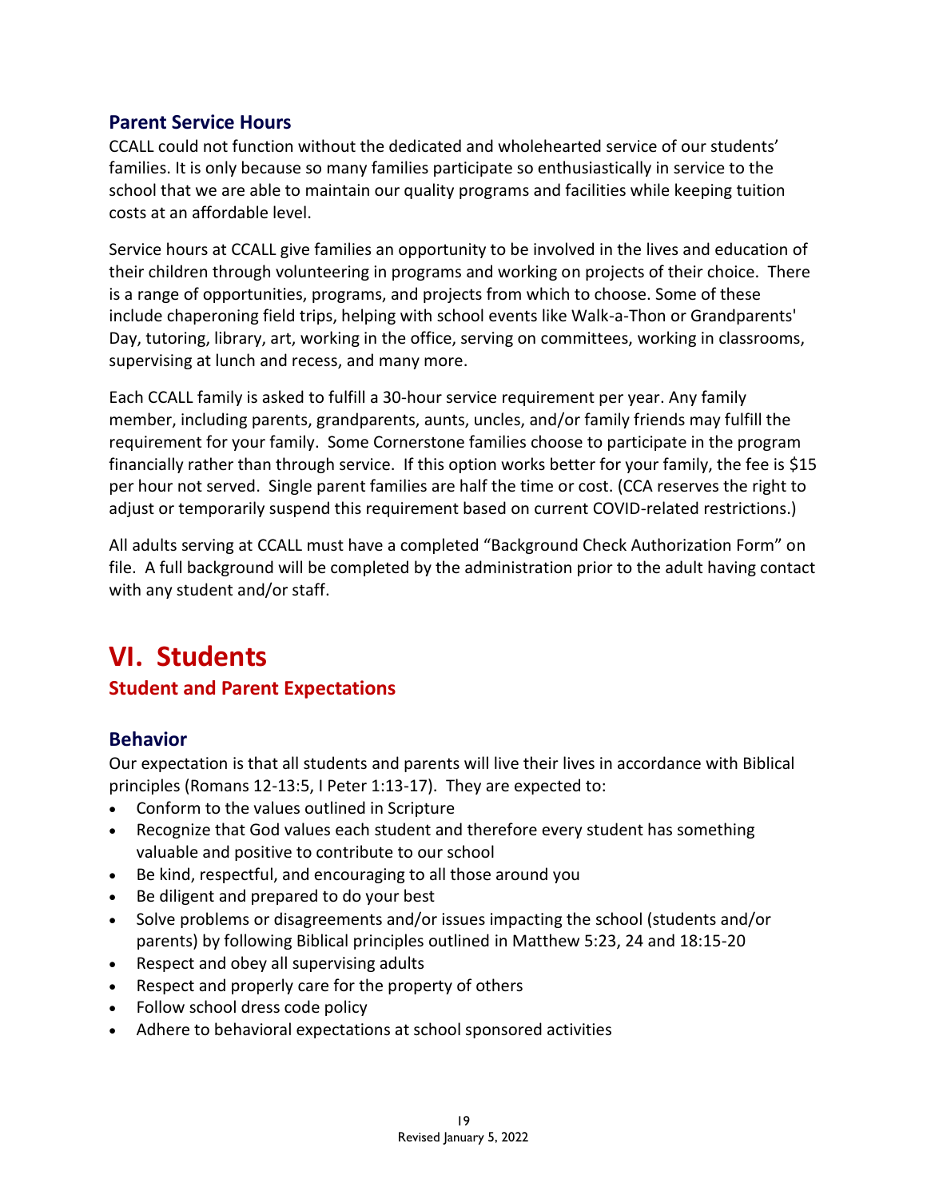### Parent Service Hours

CCALL could not function without the dedicated and wholehearted service of our students' families. It is only because so many families participate so enthusiastically in service to the school that we are able to maintain our quality programs and facilities while keeping tuition costs at an affordable level.

Service hours at CCALL give families an opportunity to be involved in the lives and education of their children through volunteering in programs and working on projects of their choice. There is a range of opportunities, programs, and projects from which to choose. Some of these include chaperoning field trips, helping with school events like Walk-a-Thon or Grandparents' Day, tutoring, library, art, working in the office, serving on committees, working in classrooms, supervising at lunch and recess, and many more.

Each CCALL family is asked to fulfill a 30-hour service requirement per year. Any family member, including parents, grandparents, aunts, uncles, and/or family friends may fulfill the requirement for your family. Some Cornerstone families choose to participate in the program financially rather than through service. If this option works better for your family, the fee is $15 per hour not served. Single parent families are half the time or cost. (CCA reserves the right to adjust or temporarily suspend this requirement based on current COVID-related restrictions.)

All adults serving at CCALL must have a completed "Background Check Authorization Form" on file. A full background will be completed by the administration prior to the adult having contact with any student and/or staff.

# VI. Students

## Student and Parent Expectations

### Behavior

Our expectation is that all students and parents will live their lives in accordance with Biblical principles (Romans 12-13:5, I Peter 1:13-17). They are expected to:

- Conform to the values outlined in Scripture
- Recognize that God values each student and therefore every student has something valuable and positive to contribute to our school
- Be kind, respectful, and encouraging to all those around you
- Be diligent and prepared to do your best
- Solve problems or disagreements and/or issues impacting the school (students and/or parents) by following Biblical principles outlined in Matthew 5:23, 24 and 18:15-20
- Respect and obey all supervising adults
- Respect and properly care for the property of others
- Follow school dress code policy
- Adhere to behavioral expectations at school sponsored activities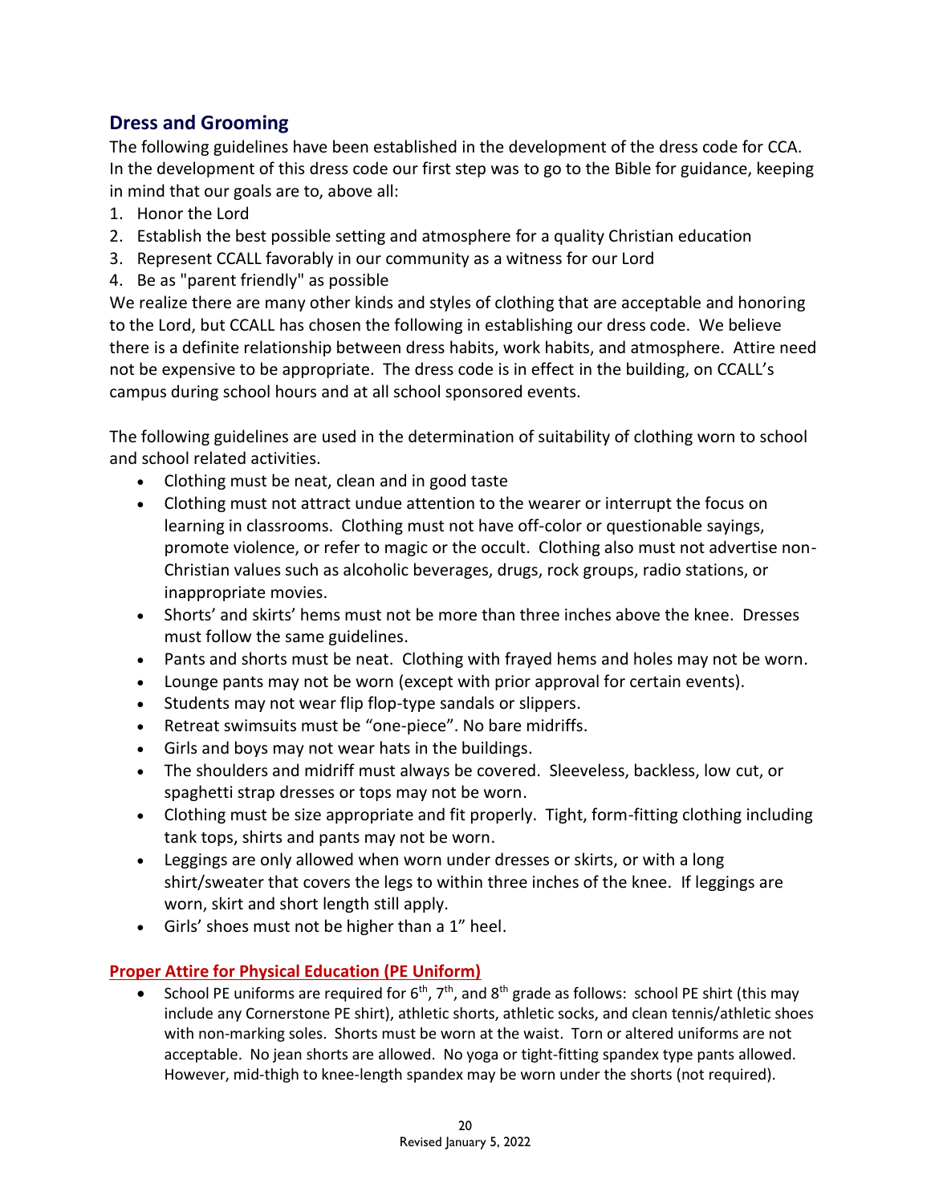## Dress and Grooming

The following guidelines have been established in the development of the dress code for CCA. In the development of this dress code our first step was to go to the Bible for guidance, keeping in mind that our goals are to, above all:

1. Honor the Lord
2. Establish the best possible setting and atmosphere for a quality Christian education
3. Represent CCALL favorably in our community as a witness for our Lord
4. Be as "parent friendly" as possible

We realize there are many other kinds and styles of clothing that are acceptable and honoring to the Lord, but CCALL has chosen the following in establishing our dress code. We believe there is a definite relationship between dress habits, work habits, and atmosphere. Attire need not be expensive to be appropriate. The dress code is in effect in the building, on CCALL's campus during school hours and at all school sponsored events.

The following guidelines are used in the determination of suitability of clothing worn to school and school related activities.

- Clothing must be neat, clean and in good taste
- Clothing must not attract undue attention to the wearer or interrupt the focus on learning in classrooms. Clothing must not have off-color or questionable sayings, promote violence, or refer to magic or the occult. Clothing also must not advertise non-Christian values such as alcoholic beverages, drugs, rock groups, radio stations, or inappropriate movies.
- Shorts' and skirts' hems must not be more than three inches above the knee. Dresses must follow the same guidelines.
- Pants and shorts must be neat. Clothing with frayed hems and holes may not be worn.
- Lounge pants may not be worn (except with prior approval for certain events).
- Students may not wear flip flop-type sandals or slippers.
- Retreat swimsuits must be "one-piece". No bare midriffs.
- Girls and boys may not wear hats in the buildings.
- The shoulders and midriff must always be covered. Sleeveless, backless, low cut, or spaghetti strap dresses or tops may not be worn.
- Clothing must be size appropriate and fit properly. Tight, form-fitting clothing including tank tops, shirts and pants may not be worn.
- Leggings are only allowed when worn under dresses or skirts, or with a long shirt/sweater that covers the legs to within three inches of the knee. If leggings are worn, skirt and short length still apply.
- Girls' shoes must not be higher than a 1" heel.

### Proper Attire for Physical Education (PE Uniform)

- School PE uniforms are required for 6th, 7th, and 8th grade as follows: school PE shirt (this may include any Cornerstone PE shirt), athletic shorts, athletic socks, and clean tennis/athletic shoes with non-marking soles. Shorts must be worn at the waist. Torn or altered uniforms are not acceptable. No jean shorts are allowed. No yoga or tight-fitting spandex type pants allowed. However, mid-thigh to knee-length spandex may be worn under the shorts (not required).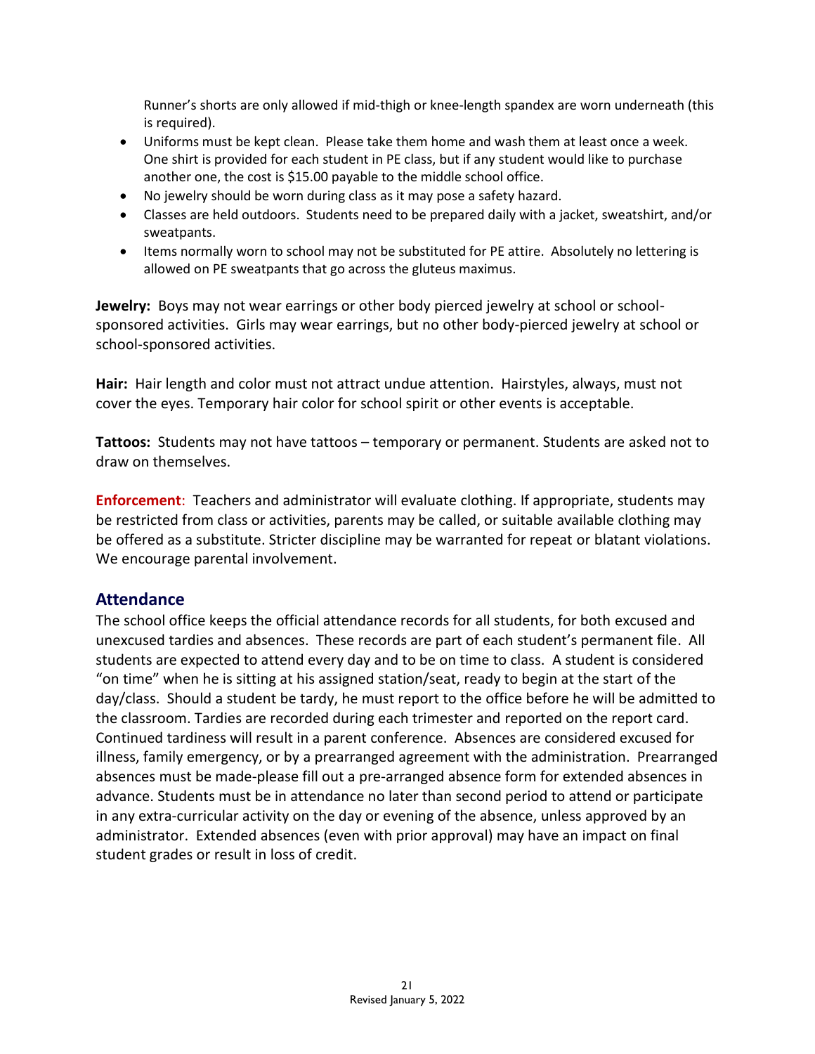Runner's shorts are only allowed if mid-thigh or knee-length spandex are worn underneath (this is required).

- Uniforms must be kept clean. Please take them home and wash them at least once a week. One shirt is provided for each student in PE class, but if any student would like to purchase another one, the cost is $15.00 payable to the middle school office.
- No jewelry should be worn during class as it may pose a safety hazard.
- Classes are held outdoors. Students need to be prepared daily with a jacket, sweatshirt, and/or sweatpants.
- Items normally worn to school may not be substituted for PE attire. Absolutely no lettering is allowed on PE sweatpants that go across the gluteus maximus.

**Jewelry:** Boys may not wear earrings or other body pierced jewelry at school or school-sponsored activities. Girls may wear earrings, but no other body-pierced jewelry at school or school-sponsored activities.

**Hair:** Hair length and color must not attract undue attention. Hairstyles, always, must not cover the eyes. Temporary hair color for school spirit or other events is acceptable.

**Tattoos:** Students may not have tattoos – temporary or permanent. Students are asked not to draw on themselves.

**Enforcement**: Teachers and administrator will evaluate clothing. If appropriate, students may be restricted from class or activities, parents may be called, or suitable available clothing may be offered as a substitute. Stricter discipline may be warranted for repeat or blatant violations. We encourage parental involvement.

## Attendance

The school office keeps the official attendance records for all students, for both excused and unexcused tardies and absences. These records are part of each student's permanent file. All students are expected to attend every day and to be on time to class. A student is considered "on time" when he is sitting at his assigned station/seat, ready to begin at the start of the day/class. Should a student be tardy, he must report to the office before he will be admitted to the classroom. Tardies are recorded during each trimester and reported on the report card. Continued tardiness will result in a parent conference. Absences are considered excused for illness, family emergency, or by a prearranged agreement with the administration. Prearranged absences must be made-please fill out a pre-arranged absence form for extended absences in advance. Students must be in attendance no later than second period to attend or participate in any extra-curricular activity on the day or evening of the absence, unless approved by an administrator. Extended absences (even with prior approval) may have an impact on final student grades or result in loss of credit.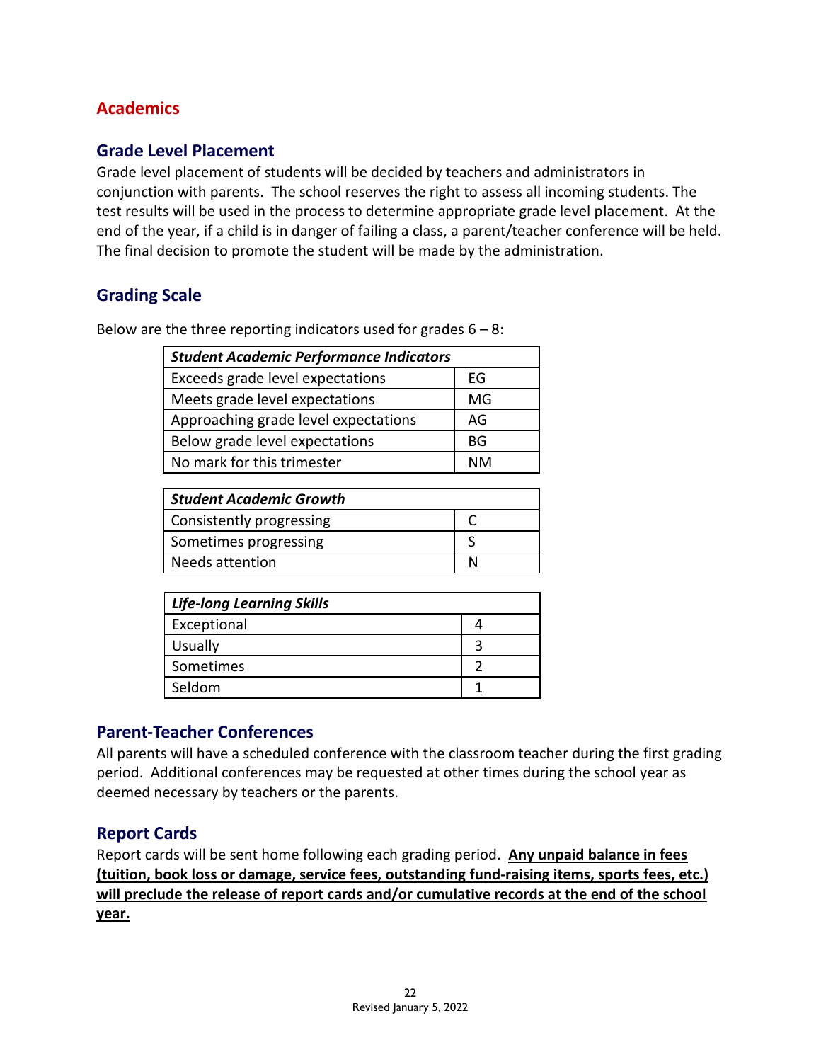# Academics

## Grade Level Placement

Grade level placement of students will be decided by teachers and administrators in conjunction with parents. The school reserves the right to assess all incoming students. The test results will be used in the process to determine appropriate grade level placement. At the end of the year, if a child is in danger of failing a class, a parent/teacher conference will be held. The final decision to promote the student will be made by the administration.

## Grading Scale

Below are the three reporting indicators used for grades 6 – 8:

| ***Student Academic Performance Indicators*** | |
|---|---|
| Exceeds grade level expectations | EG |
| Meets grade level expectations | MG |
| Approaching grade level expectations | AG |
| Below grade level expectations | BG |
| No mark for this trimester | NM |

| ***Student Academic Growth*** | |
|---|---|
| Consistently progressing | C |
| Sometimes progressing | S |
| Needs attention | N |

| ***Life-long Learning Skills*** | |
|---|---|
| Exceptional | 4 |
| Usually | 3 |
| Sometimes | 2 |
| Seldom | 1 |

## Parent-Teacher Conferences

All parents will have a scheduled conference with the classroom teacher during the first grading period. Additional conferences may be requested at other times during the school year as deemed necessary by teachers or the parents.

## Report Cards

Report cards will be sent home following each grading period. **Any unpaid balance in fees (tuition, book loss or damage, service fees, outstanding fund-raising items, sports fees, etc.) will preclude the release of report cards and/or cumulative records at the end of the school year.**

Revised January 5, 2022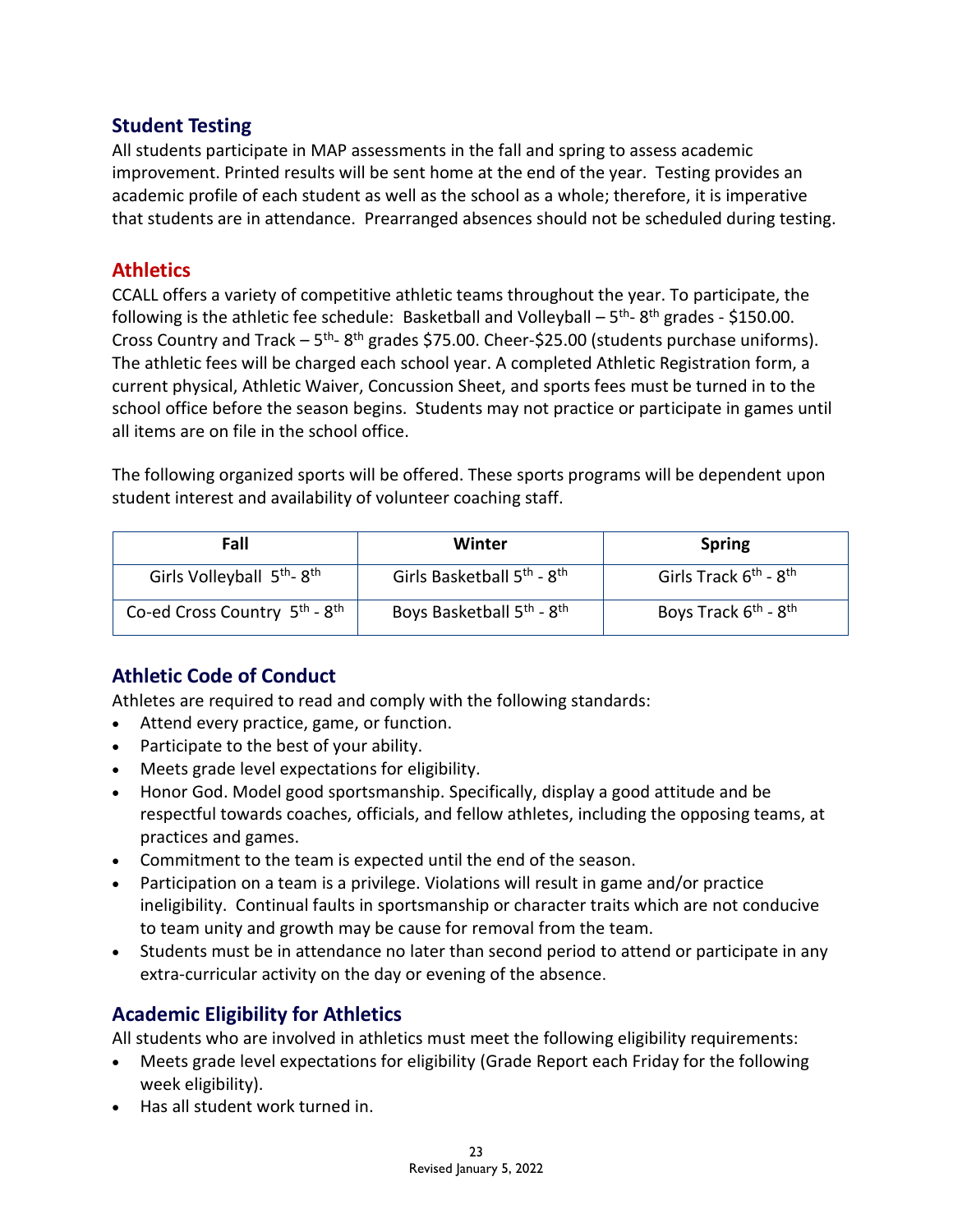## Student Testing

All students participate in MAP assessments in the fall and spring to assess academic improvement. Printed results will be sent home at the end of the year. Testing provides an academic profile of each student as well as the school as a whole; therefore, it is imperative that students are in attendance. Prearranged absences should not be scheduled during testing.

## Athletics

CCALL offers a variety of competitive athletic teams throughout the year. To participate, the following is the athletic fee schedule: Basketball and Volleyball – 5th- 8th grades - $150.00. Cross Country and Track – 5th- 8th grades $75.00. Cheer-$25.00 (students purchase uniforms). The athletic fees will be charged each school year. A completed Athletic Registration form, a current physical, Athletic Waiver, Concussion Sheet, and sports fees must be turned in to the school office before the season begins. Students may not practice or participate in games until all items are on file in the school office.

The following organized sports will be offered. These sports programs will be dependent upon student interest and availability of volunteer coaching staff.

| Fall | Winter | Spring |
| --- | --- | --- |
| Girls Volleyball 5th- 8th | Girls Basketball 5th - 8th | Girls Track 6th - 8th |
| Co-ed Cross Country 5th - 8th | Boys Basketball 5th - 8th | Boys Track 6th - 8th |

## Athletic Code of Conduct

Athletes are required to read and comply with the following standards:

- Attend every practice, game, or function.
- Participate to the best of your ability.
- Meets grade level expectations for eligibility.
- Honor God. Model good sportsmanship. Specifically, display a good attitude and be respectful towards coaches, officials, and fellow athletes, including the opposing teams, at practices and games.
- Commitment to the team is expected until the end of the season.
- Participation on a team is a privilege. Violations will result in game and/or practice ineligibility. Continual faults in sportsmanship or character traits which are not conducive to team unity and growth may be cause for removal from the team.
- Students must be in attendance no later than second period to attend or participate in any extra-curricular activity on the day or evening of the absence.

## Academic Eligibility for Athletics

All students who are involved in athletics must meet the following eligibility requirements:

- Meets grade level expectations for eligibility (Grade Report each Friday for the following week eligibility).
- Has all student work turned in.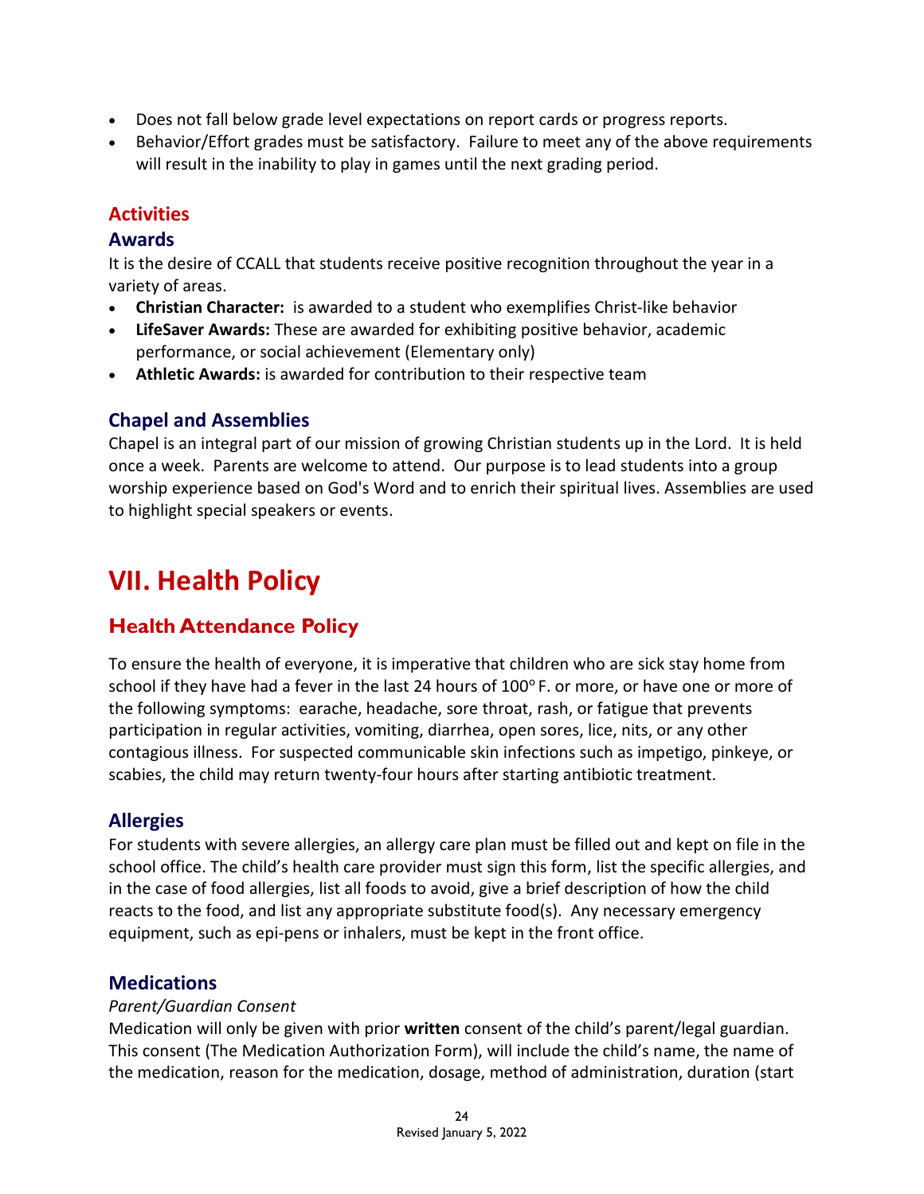- Does not fall below grade level expectations on report cards or progress reports.
- Behavior/Effort grades must be satisfactory. Failure to meet any of the above requirements will result in the inability to play in games until the next grading period.

## Activities

### Awards

It is the desire of CCALL that students receive positive recognition throughout the year in a variety of areas.

- **Christian Character:** is awarded to a student who exemplifies Christ-like behavior
- **LifeSaver Awards:** These are awarded for exhibiting positive behavior, academic performance, or social achievement (Elementary only)
- **Athletic Awards:** is awarded for contribution to their respective team

### Chapel and Assemblies

Chapel is an integral part of our mission of growing Christian students up in the Lord. It is held once a week. Parents are welcome to attend. Our purpose is to lead students into a group worship experience based on God's Word and to enrich their spiritual lives. Assemblies are used to highlight special speakers or events.

# VII. Health Policy

## Health Attendance Policy

To ensure the health of everyone, it is imperative that children who are sick stay home from school if they have had a fever in the last 24 hours of 100° F. or more, or have one or more of the following symptoms: earache, headache, sore throat, rash, or fatigue that prevents participation in regular activities, vomiting, diarrhea, open sores, lice, nits, or any other contagious illness. For suspected communicable skin infections such as impetigo, pinkeye, or scabies, the child may return twenty-four hours after starting antibiotic treatment.

### Allergies

For students with severe allergies, an allergy care plan must be filled out and kept on file in the school office. The child's health care provider must sign this form, list the specific allergies, and in the case of food allergies, list all foods to avoid, give a brief description of how the child reacts to the food, and list any appropriate substitute food(s). Any necessary emergency equipment, such as epi-pens or inhalers, must be kept in the front office.

### Medications

*Parent/Guardian Consent*

Medication will only be given with prior **written** consent of the child's parent/legal guardian. This consent (The Medication Authorization Form), will include the child's name, the name of the medication, reason for the medication, dosage, method of administration, duration (start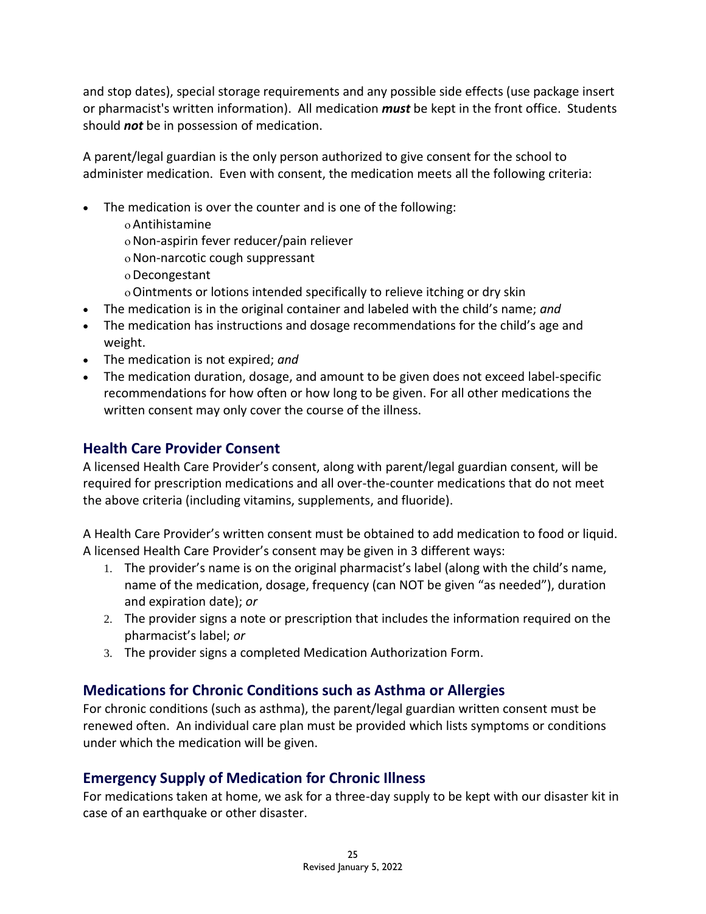and stop dates), special storage requirements and any possible side effects (use package insert or pharmacist's written information). All medication ***must*** be kept in the front office. Students should ***not*** be in possession of medication.

A parent/legal guardian is the only person authorized to give consent for the school to administer medication. Even with consent, the medication meets all the following criteria:

- The medication is over the counter and is one of the following:
  - Antihistamine
  - Non-aspirin fever reducer/pain reliever
  - Non-narcotic cough suppressant
  - Decongestant
  - Ointments or lotions intended specifically to relieve itching or dry skin
- The medication is in the original container and labeled with the child's name; *and*
- The medication has instructions and dosage recommendations for the child's age and weight.
- The medication is not expired; *and*
- The medication duration, dosage, and amount to be given does not exceed label-specific recommendations for how often or how long to be given. For all other medications the written consent may only cover the course of the illness.

## Health Care Provider Consent

A licensed Health Care Provider's consent, along with parent/legal guardian consent, will be required for prescription medications and all over-the-counter medications that do not meet the above criteria (including vitamins, supplements, and fluoride).

A Health Care Provider's written consent must be obtained to add medication to food or liquid. A licensed Health Care Provider's consent may be given in 3 different ways:

1. The provider's name is on the original pharmacist's label (along with the child's name, name of the medication, dosage, frequency (can NOT be given "as needed"), duration and expiration date); *or*
2. The provider signs a note or prescription that includes the information required on the pharmacist's label; *or*
3. The provider signs a completed Medication Authorization Form.

## Medications for Chronic Conditions such as Asthma or Allergies

For chronic conditions (such as asthma), the parent/legal guardian written consent must be renewed often. An individual care plan must be provided which lists symptoms or conditions under which the medication will be given.

## Emergency Supply of Medication for Chronic Illness

For medications taken at home, we ask for a three-day supply to be kept with our disaster kit in case of an earthquake or other disaster.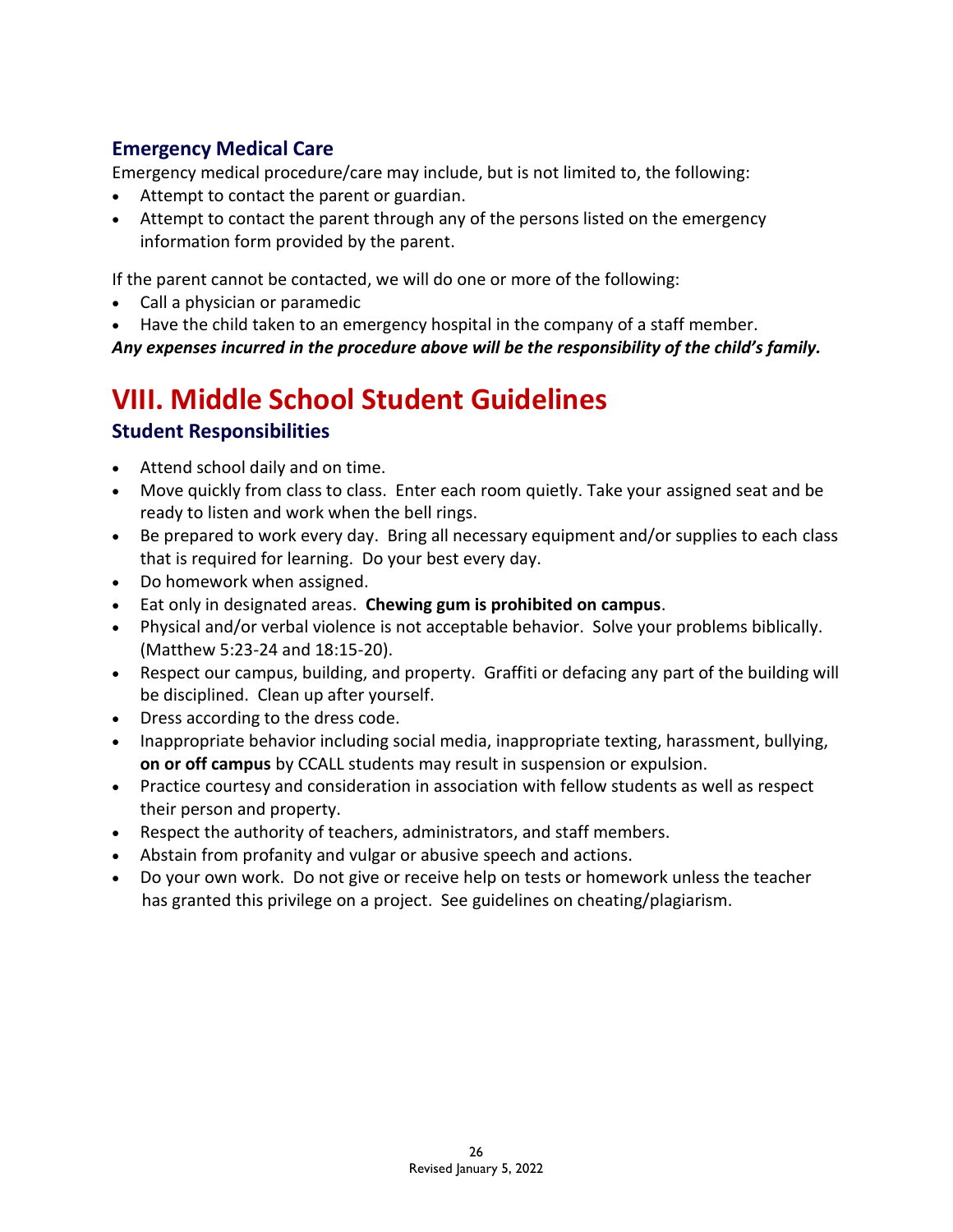### Emergency Medical Care

Emergency medical procedure/care may include, but is not limited to, the following:

- Attempt to contact the parent or guardian.
- Attempt to contact the parent through any of the persons listed on the emergency information form provided by the parent.

If the parent cannot be contacted, we will do one or more of the following:

- Call a physician or paramedic
- Have the child taken to an emergency hospital in the company of a staff member.

***Any expenses incurred in the procedure above will be the responsibility of the child's family.***

# VIII. Middle School Student Guidelines

### Student Responsibilities

- Attend school daily and on time.
- Move quickly from class to class. Enter each room quietly. Take your assigned seat and be ready to listen and work when the bell rings.
- Be prepared to work every day. Bring all necessary equipment and/or supplies to each class that is required for learning. Do your best every day.
- Do homework when assigned.
- Eat only in designated areas. **Chewing gum is prohibited on campus**.
- Physical and/or verbal violence is not acceptable behavior. Solve your problems biblically. (Matthew 5:23-24 and 18:15-20).
- Respect our campus, building, and property. Graffiti or defacing any part of the building will be disciplined. Clean up after yourself.
- Dress according to the dress code.
- Inappropriate behavior including social media, inappropriate texting, harassment, bullying, **on or off campus** by CCALL students may result in suspension or expulsion.
- Practice courtesy and consideration in association with fellow students as well as respect their person and property.
- Respect the authority of teachers, administrators, and staff members.
- Abstain from profanity and vulgar or abusive speech and actions.
- Do your own work. Do not give or receive help on tests or homework unless the teacher has granted this privilege on a project. See guidelines on cheating/plagiarism.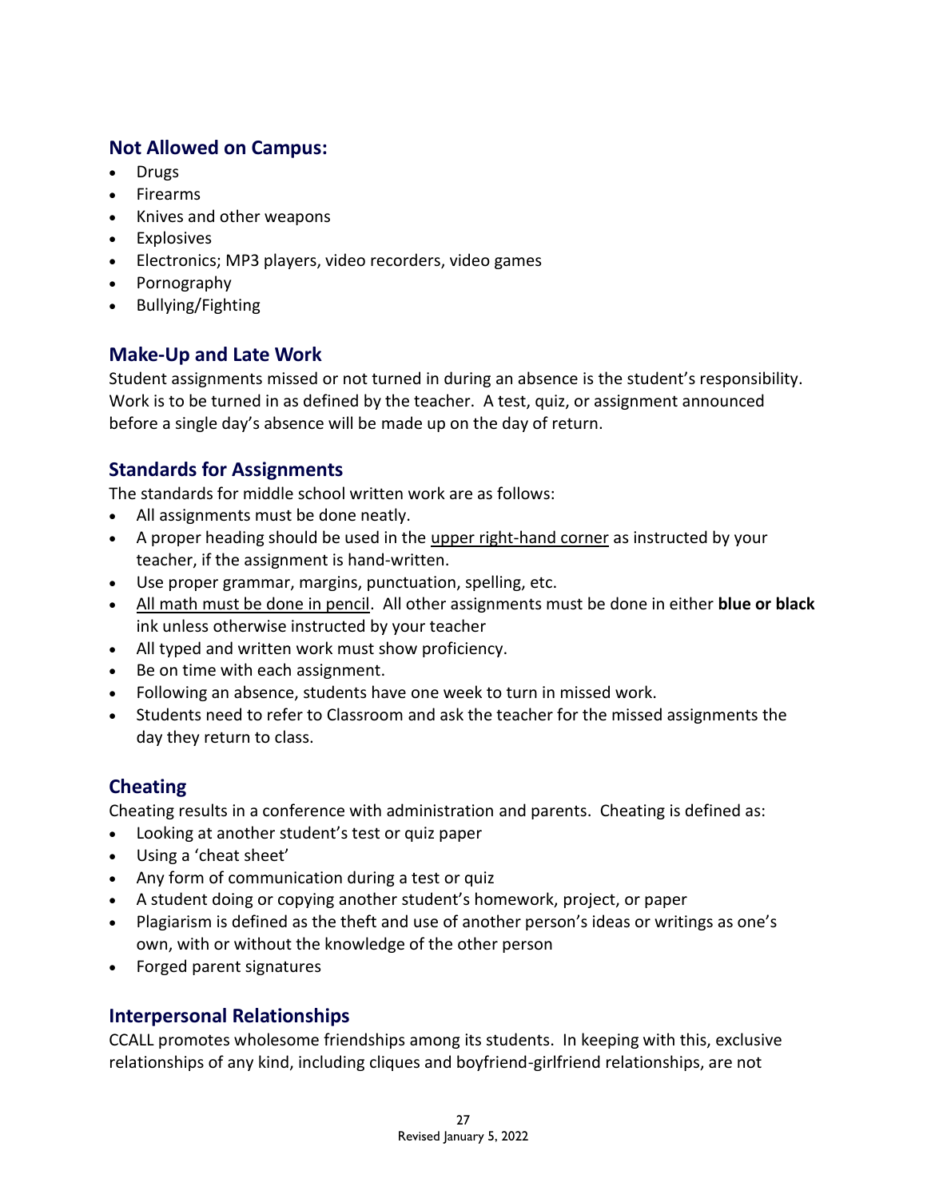## Not Allowed on Campus:

- Drugs
- Firearms
- Knives and other weapons
- Explosives
- Electronics; MP3 players, video recorders, video games
- Pornography
- Bullying/Fighting

## Make-Up and Late Work

Student assignments missed or not turned in during an absence is the student's responsibility. Work is to be turned in as defined by the teacher. A test, quiz, or assignment announced before a single day's absence will be made up on the day of return.

## Standards for Assignments

The standards for middle school written work are as follows:

- All assignments must be done neatly.
- A proper heading should be used in the <u>upper right-hand corner</u> as instructed by your teacher, if the assignment is hand-written.
- Use proper grammar, margins, punctuation, spelling, etc.
- <u>All math must be done in pencil</u>. All other assignments must be done in either **blue or black** ink unless otherwise instructed by your teacher
- All typed and written work must show proficiency.
- Be on time with each assignment.
- Following an absence, students have one week to turn in missed work.
- Students need to refer to Classroom and ask the teacher for the missed assignments the day they return to class.

## Cheating

Cheating results in a conference with administration and parents. Cheating is defined as:

- Looking at another student's test or quiz paper
- Using a 'cheat sheet'
- Any form of communication during a test or quiz
- A student doing or copying another student's homework, project, or paper
- Plagiarism is defined as the theft and use of another person's ideas or writings as one's own, with or without the knowledge of the other person
- Forged parent signatures

## Interpersonal Relationships

CCALL promotes wholesome friendships among its students. In keeping with this, exclusive relationships of any kind, including cliques and boyfriend-girlfriend relationships, are not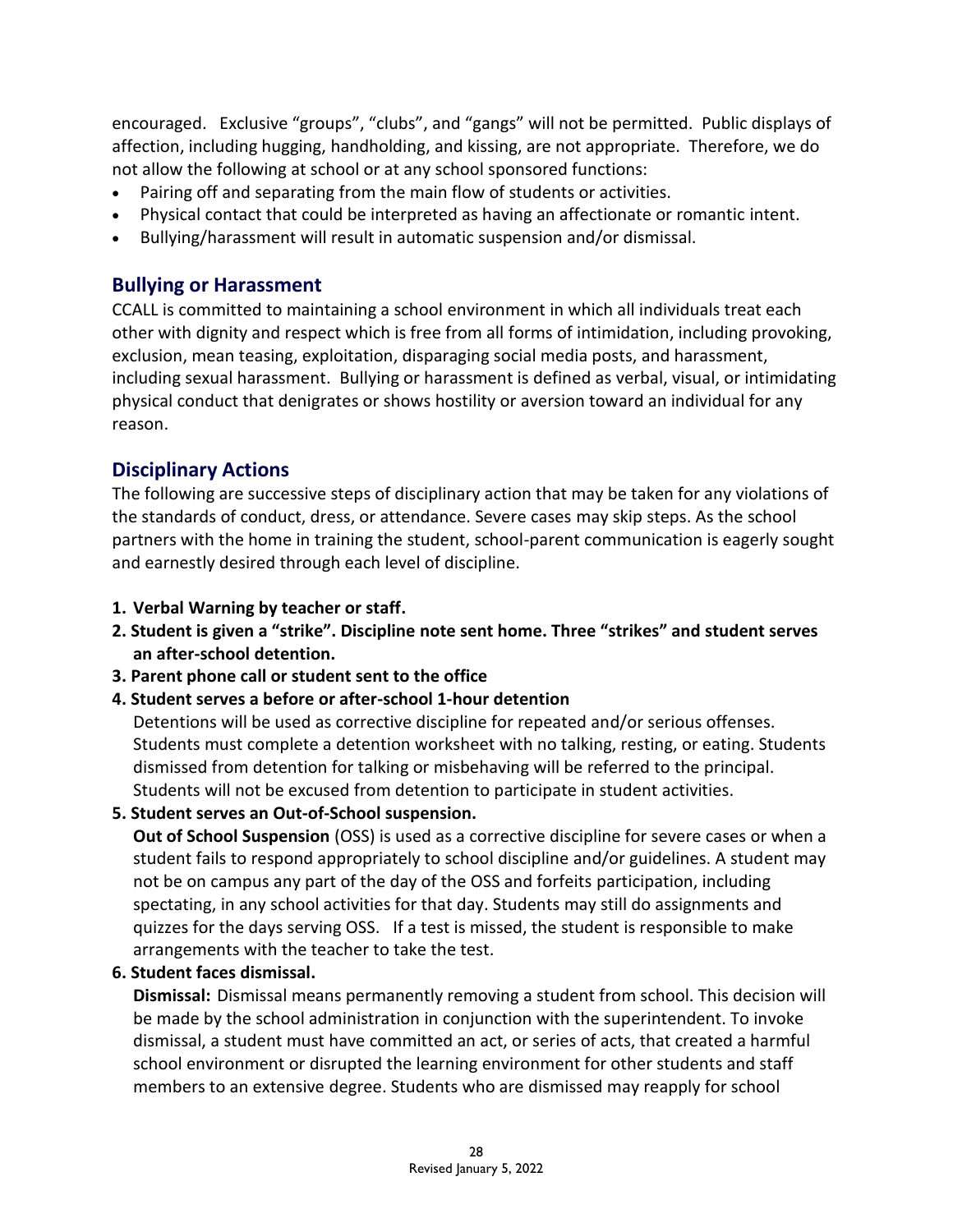encouraged. Exclusive "groups", "clubs", and "gangs" will not be permitted. Public displays of affection, including hugging, handholding, and kissing, are not appropriate. Therefore, we do not allow the following at school or at any school sponsored functions:

- Pairing off and separating from the main flow of students or activities.
- Physical contact that could be interpreted as having an affectionate or romantic intent.
- Bullying/harassment will result in automatic suspension and/or dismissal.

## Bullying or Harassment

CCALL is committed to maintaining a school environment in which all individuals treat each other with dignity and respect which is free from all forms of intimidation, including provoking, exclusion, mean teasing, exploitation, disparaging social media posts, and harassment, including sexual harassment. Bullying or harassment is defined as verbal, visual, or intimidating physical conduct that denigrates or shows hostility or aversion toward an individual for any reason.

## Disciplinary Actions

The following are successive steps of disciplinary action that may be taken for any violations of the standards of conduct, dress, or attendance. Severe cases may skip steps. As the school partners with the home in training the student, school-parent communication is eagerly sought and earnestly desired through each level of discipline.

**1. Verbal Warning by teacher or staff.**

**2. Student is given a "strike". Discipline note sent home. Three "strikes" and student serves an after-school detention.**

**3. Parent phone call or student sent to the office**

**4. Student serves a before or after-school 1-hour detention**

Detentions will be used as corrective discipline for repeated and/or serious offenses. Students must complete a detention worksheet with no talking, resting, or eating. Students dismissed from detention for talking or misbehaving will be referred to the principal. Students will not be excused from detention to participate in student activities.

**5. Student serves an Out-of-School suspension.**

**Out of School Suspension** (OSS) is used as a corrective discipline for severe cases or when a student fails to respond appropriately to school discipline and/or guidelines. A student may not be on campus any part of the day of the OSS and forfeits participation, including spectating, in any school activities for that day. Students may still do assignments and quizzes for the days serving OSS. If a test is missed, the student is responsible to make arrangements with the teacher to take the test.

**6. Student faces dismissal.**

**Dismissal:** Dismissal means permanently removing a student from school. This decision will be made by the school administration in conjunction with the superintendent. To invoke dismissal, a student must have committed an act, or series of acts, that created a harmful school environment or disrupted the learning environment for other students and staff members to an extensive degree. Students who are dismissed may reapply for school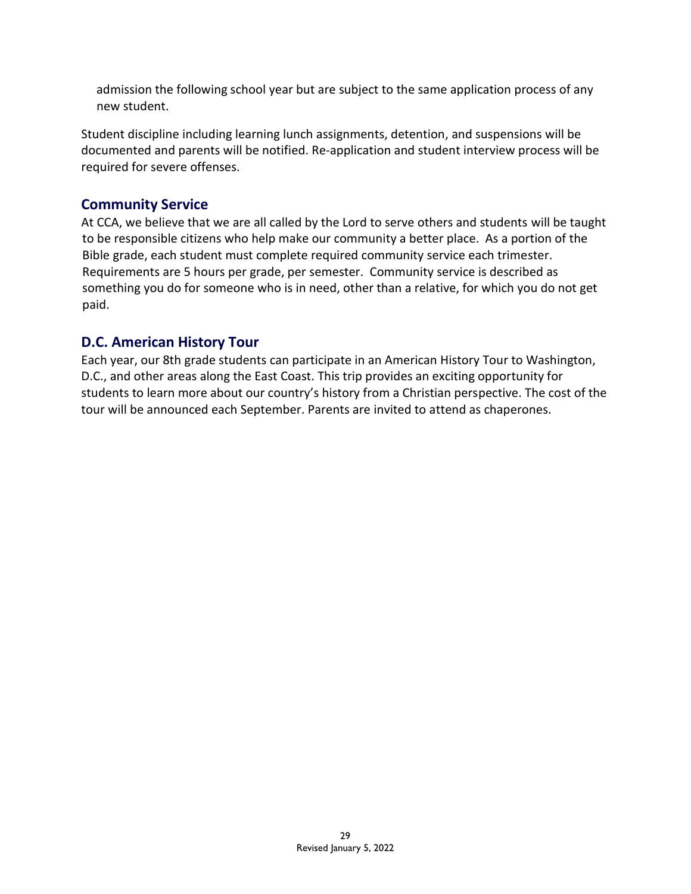admission the following school year but are subject to the same application process of any new student.

Student discipline including learning lunch assignments, detention, and suspensions will be documented and parents will be notified. Re-application and student interview process will be required for severe offenses.

## Community Service

At CCA, we believe that we are all called by the Lord to serve others and students will be taught to be responsible citizens who help make our community a better place. As a portion of the Bible grade, each student must complete required community service each trimester. Requirements are 5 hours per grade, per semester. Community service is described as something you do for someone who is in need, other than a relative, for which you do not get paid.

## D.C. American History Tour

Each year, our 8th grade students can participate in an American History Tour to Washington, D.C., and other areas along the East Coast. This trip provides an exciting opportunity for students to learn more about our country's history from a Christian perspective. The cost of the tour will be announced each September. Parents are invited to attend as chaperones.